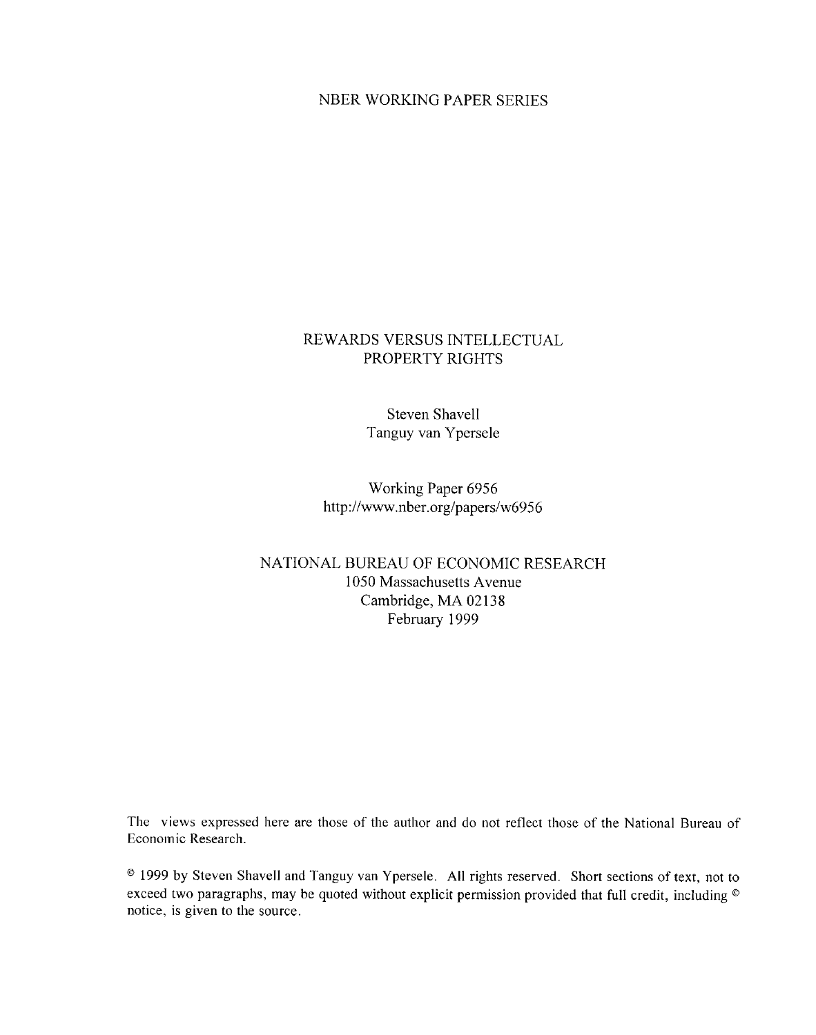NBER WORKING PAPER SERIES

# REWARDS VERSUS INTELLECTUAL PROPERTY RIGHTS

Steven Shavell
Tanguy van Ypersele

Working Paper 6956
http://www.nber.org/papers/w6956

NATIONAL BUREAU OF ECONOMIC RESEARCH
1050 Massachusetts Avenue
Cambridge, MA 02138
February 1999

The views expressed here are those of the author and do not reflect those of the National Bureau of Economic Research.

© 1999 by Steven Shavell and Tanguy van Ypersele. All rights reserved. Short sections of text, not to exceed two paragraphs, may be quoted without explicit permission provided that full credit, including © notice, is given to the source.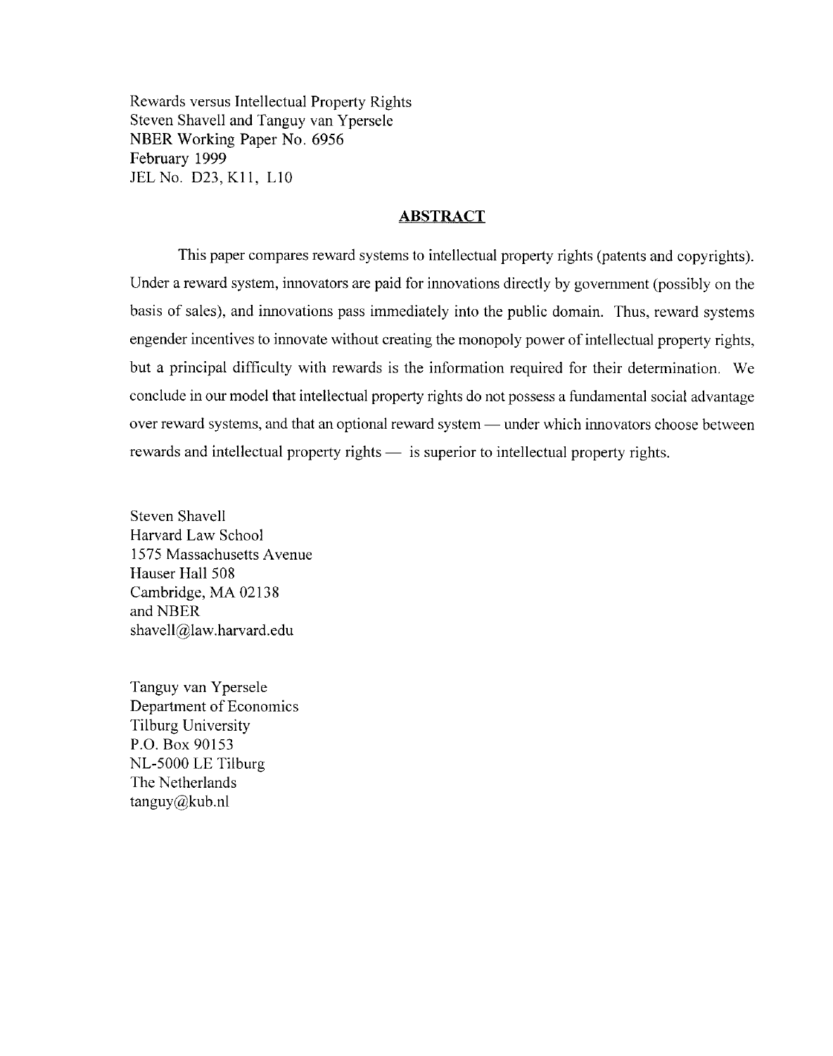Rewards versus Intellectual Property Rights
Steven Shavell and Tanguy van Ypersele
NBER Working Paper No. 6956
February 1999
JEL No. D23, K11, L10

## ABSTRACT

This paper compares reward systems to intellectual property rights (patents and copyrights). Under a reward system, innovators are paid for innovations directly by government (possibly on the basis of sales), and innovations pass immediately into the public domain. Thus, reward systems engender incentives to innovate without creating the monopoly power of intellectual property rights, but a principal difficulty with rewards is the information required for their determination. We conclude in our model that intellectual property rights do not possess a fundamental social advantage over reward systems, and that an optional reward system — under which innovators choose between rewards and intellectual property rights — is superior to intellectual property rights.

Steven Shavell
Harvard Law School
1575 Massachusetts Avenue
Hauser Hall 508
Cambridge, MA 02138
and NBER
shavell@law.harvard.edu

Tanguy van Ypersele
Department of Economics
Tilburg University
P.O. Box 90153
NL-5000 LE Tilburg
The Netherlands
tanguy@kub.nl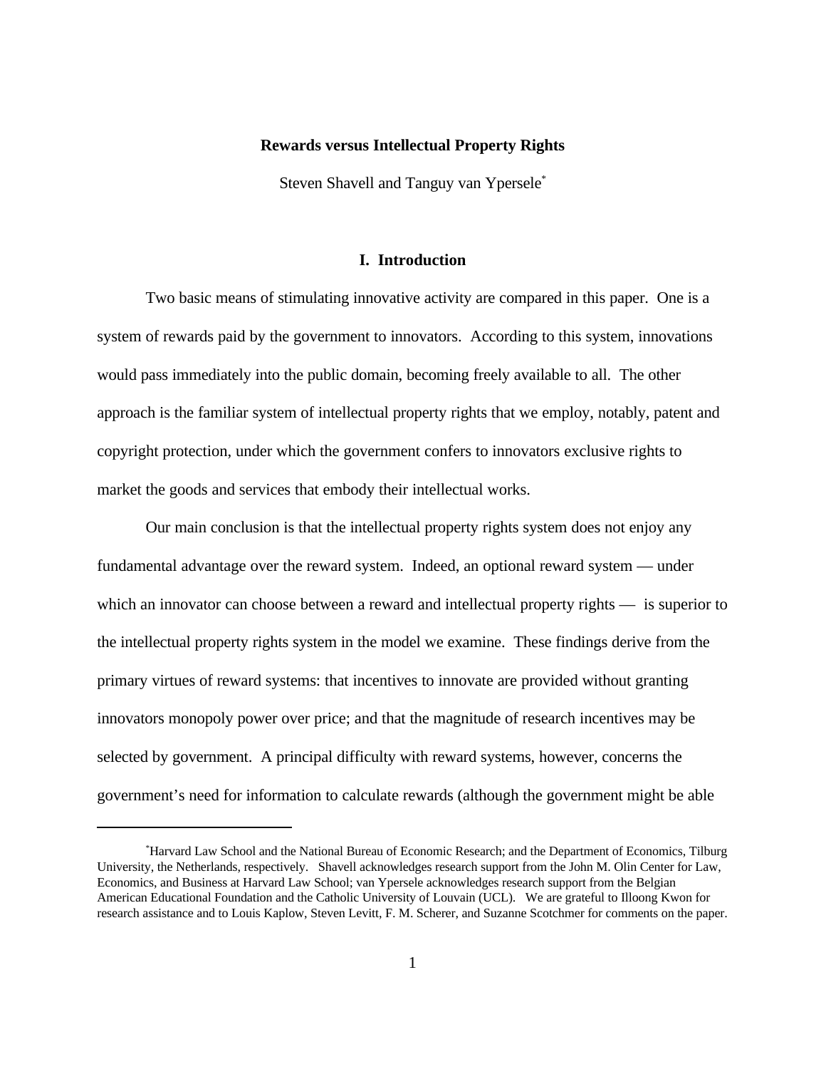**Rewards versus Intellectual Property Rights**

Steven Shavell and Tanguy van Ypersele[*]

## I. Introduction

Two basic means of stimulating innovative activity are compared in this paper. One is a system of rewards paid by the government to innovators. According to this system, innovations would pass immediately into the public domain, becoming freely available to all. The other approach is the familiar system of intellectual property rights that we employ, notably, patent and copyright protection, under which the government confers to innovators exclusive rights to market the goods and services that embody their intellectual works.

Our main conclusion is that the intellectual property rights system does not enjoy any fundamental advantage over the reward system. Indeed, an optional reward system — under which an innovator can choose between a reward and intellectual property rights — is superior to the intellectual property rights system in the model we examine. These findings derive from the primary virtues of reward systems: that incentives to innovate are provided without granting innovators monopoly power over price; and that the magnitude of research incentives may be selected by government. A principal difficulty with reward systems, however, concerns the government's need for information to calculate rewards (although the government might be able

[*]Harvard Law School and the National Bureau of Economic Research; and the Department of Economics, Tilburg University, the Netherlands, respectively. Shavell acknowledges research support from the John M. Olin Center for Law, Economics, and Business at Harvard Law School; van Ypersele acknowledges research support from the Belgian American Educational Foundation and the Catholic University of Louvain (UCL). We are grateful to Illoong Kwon for research assistance and to Louis Kaplow, Steven Levitt, F. M. Scherer, and Suzanne Scotchmer for comments on the paper.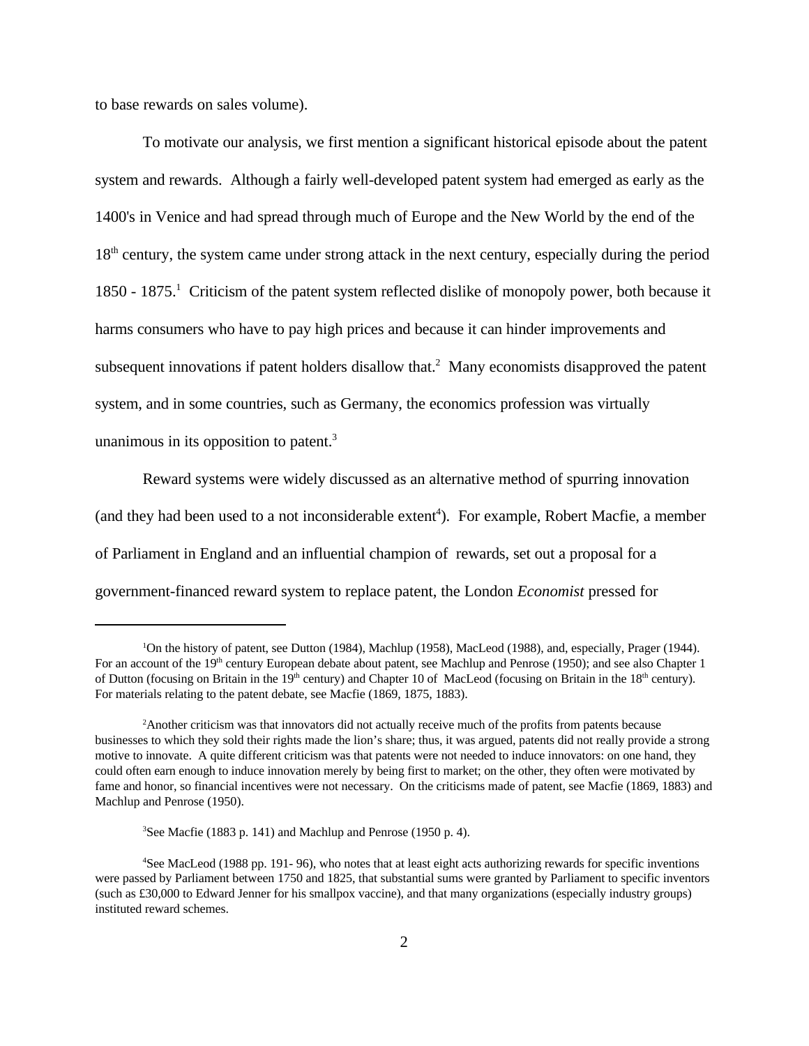to base rewards on sales volume).

To motivate our analysis, we first mention a significant historical episode about the patent system and rewards. Although a fairly well-developed patent system had emerged as early as the 1400's in Venice and had spread through much of Europe and the New World by the end of the 18th century, the system came under strong attack in the next century, especially during the period 1850 - 1875.[1] Criticism of the patent system reflected dislike of monopoly power, both because it harms consumers who have to pay high prices and because it can hinder improvements and subsequent innovations if patent holders disallow that.[2] Many economists disapproved the patent system, and in some countries, such as Germany, the economics profession was virtually unanimous in its opposition to patent.[3]

Reward systems were widely discussed as an alternative method of spurring innovation (and they had been used to a not inconsiderable extent[4]). For example, Robert Macfie, a member of Parliament in England and an influential champion of rewards, set out a proposal for a government-financed reward system to replace patent, the London *Economist* pressed for

---

[1]On the history of patent, see Dutton (1984), Machlup (1958), MacLeod (1988), and, especially, Prager (1944). For an account of the 19th century European debate about patent, see Machlup and Penrose (1950); and see also Chapter 1 of Dutton (focusing on Britain in the 19th century) and Chapter 10 of MacLeod (focusing on Britain in the 18th century). For materials relating to the patent debate, see Macfie (1869, 1875, 1883).

[2]Another criticism was that innovators did not actually receive much of the profits from patents because businesses to which they sold their rights made the lion's share; thus, it was argued, patents did not really provide a strong motive to innovate. A quite different criticism was that patents were not needed to induce innovators: on one hand, they could often earn enough to induce innovation merely by being first to market; on the other, they often were motivated by fame and honor, so financial incentives were not necessary. On the criticisms made of patent, see Macfie (1869, 1883) and Machlup and Penrose (1950).

[3]See Macfie (1883 p. 141) and Machlup and Penrose (1950 p. 4).

[4]See MacLeod (1988 pp. 191- 96), who notes that at least eight acts authorizing rewards for specific inventions were passed by Parliament between 1750 and 1825, that substantial sums were granted by Parliament to specific inventors (such as £30,000 to Edward Jenner for his smallpox vaccine), and that many organizations (especially industry groups) instituted reward schemes.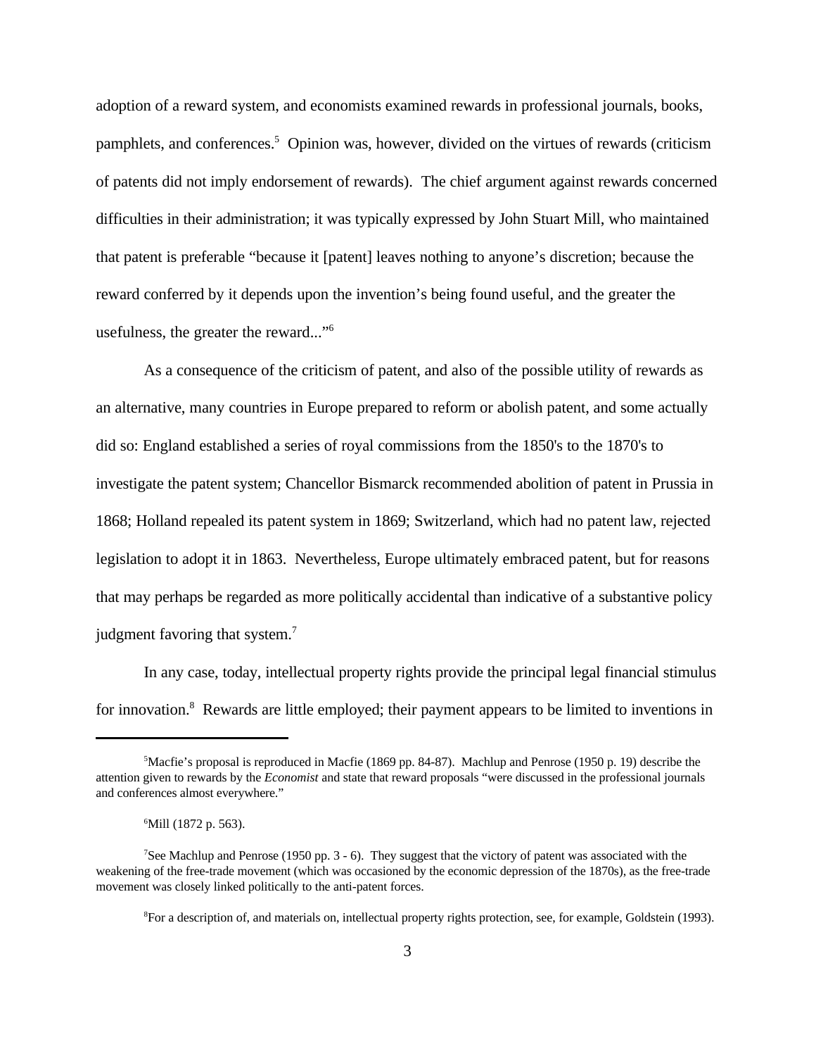adoption of a reward system, and economists examined rewards in professional journals, books, pamphlets, and conferences.[5] Opinion was, however, divided on the virtues of rewards (criticism of patents did not imply endorsement of rewards). The chief argument against rewards concerned difficulties in their administration; it was typically expressed by John Stuart Mill, who maintained that patent is preferable "because it [patent] leaves nothing to anyone's discretion; because the reward conferred by it depends upon the invention's being found useful, and the greater the usefulness, the greater the reward..."[6]

As a consequence of the criticism of patent, and also of the possible utility of rewards as an alternative, many countries in Europe prepared to reform or abolish patent, and some actually did so: England established a series of royal commissions from the 1850's to the 1870's to investigate the patent system; Chancellor Bismarck recommended abolition of patent in Prussia in 1868; Holland repealed its patent system in 1869; Switzerland, which had no patent law, rejected legislation to adopt it in 1863. Nevertheless, Europe ultimately embraced patent, but for reasons that may perhaps be regarded as more politically accidental than indicative of a substantive policy judgment favoring that system.[7]

In any case, today, intellectual property rights provide the principal legal financial stimulus for innovation.[8] Rewards are little employed; their payment appears to be limited to inventions in

---

[5] Macfie's proposal is reproduced in Macfie (1869 pp. 84-87). Machlup and Penrose (1950 p. 19) describe the attention given to rewards by the *Economist* and state that reward proposals "were discussed in the professional journals and conferences almost everywhere."

[6] Mill (1872 p. 563).

[7] See Machlup and Penrose (1950 pp. 3 - 6). They suggest that the victory of patent was associated with the weakening of the free-trade movement (which was occasioned by the economic depression of the 1870s), as the free-trade movement was closely linked politically to the anti-patent forces.

[8] For a description of, and materials on, intellectual property rights protection, see, for example, Goldstein (1993).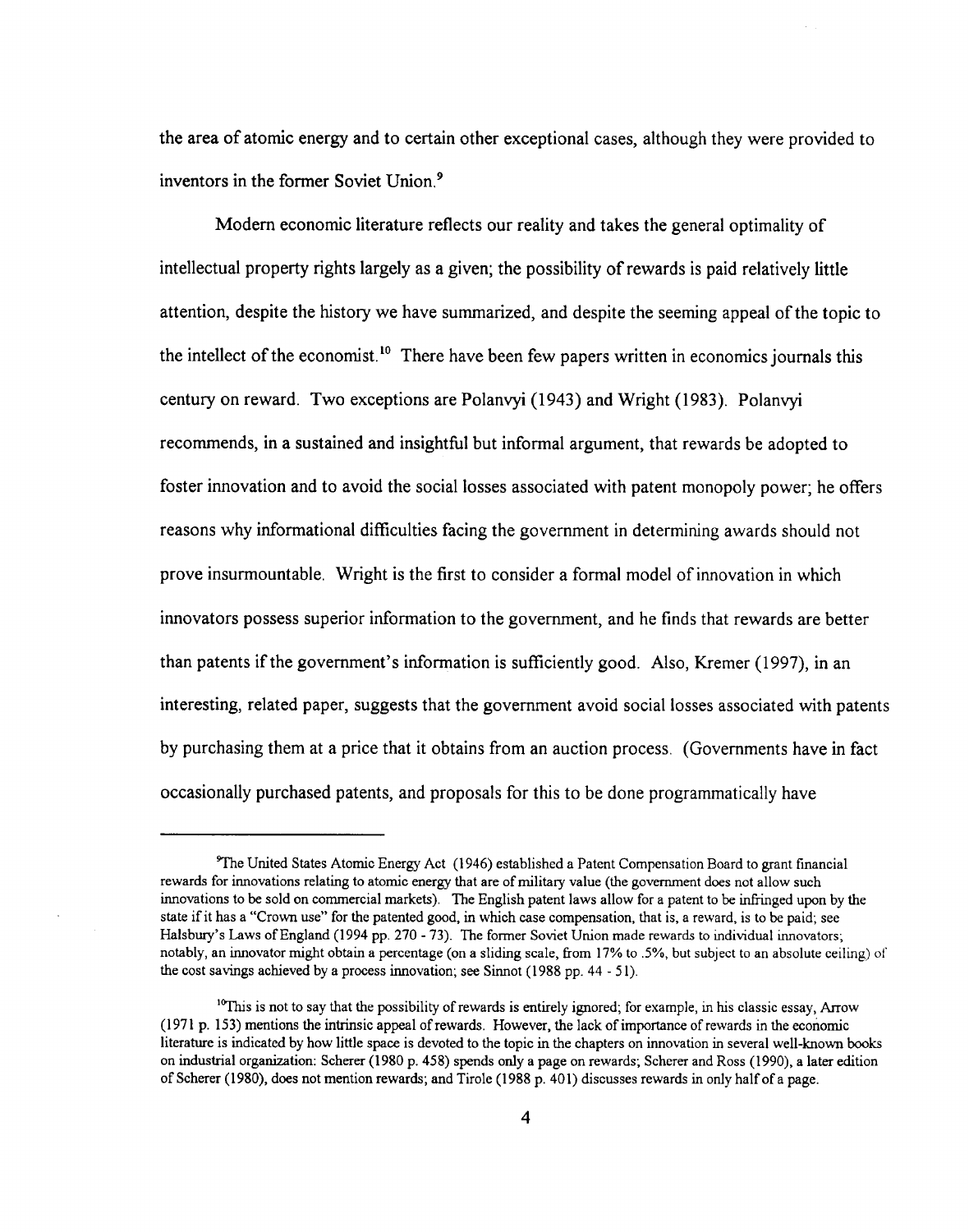the area of atomic energy and to certain other exceptional cases, although they were provided to inventors in the former Soviet Union.[9]

Modern economic literature reflects our reality and takes the general optimality of intellectual property rights largely as a given; the possibility of rewards is paid relatively little attention, despite the history we have summarized, and despite the seeming appeal of the topic to the intellect of the economist.[10] There have been few papers written in economics journals this century on reward. Two exceptions are Polanvyi (1943) and Wright (1983). Polanvyi recommends, in a sustained and insightful but informal argument, that rewards be adopted to foster innovation and to avoid the social losses associated with patent monopoly power; he offers reasons why informational difficulties facing the government in determining awards should not prove insurmountable. Wright is the first to consider a formal model of innovation in which innovators possess superior information to the government, and he finds that rewards are better than patents if the government's information is sufficiently good. Also, Kremer (1997), in an interesting, related paper, suggests that the government avoid social losses associated with patents by purchasing them at a price that it obtains from an auction process. (Governments have in fact occasionally purchased patents, and proposals for this to be done programmatically have

---

[9]The United States Atomic Energy Act (1946) established a Patent Compensation Board to grant financial rewards for innovations relating to atomic energy that are of military value (the government does not allow such innovations to be sold on commercial markets). The English patent laws allow for a patent to be infringed upon by the state if it has a "Crown use" for the patented good, in which case compensation, that is, a reward, is to be paid; see Halsbury's Laws of England (1994 pp. 270 - 73). The former Soviet Union made rewards to individual innovators; notably, an innovator might obtain a percentage (on a sliding scale, from 17% to .5%, but subject to an absolute ceiling) of the cost savings achieved by a process innovation; see Sinnot (1988 pp. 44 - 51).

[10]This is not to say that the possibility of rewards is entirely ignored; for example, in his classic essay, Arrow (1971 p. 153) mentions the intrinsic appeal of rewards. However, the lack of importance of rewards in the economic literature is indicated by how little space is devoted to the topic in the chapters on innovation in several well-known books on industrial organization: Scherer (1980 p. 458) spends only a page on rewards; Scherer and Ross (1990), a later edition of Scherer (1980), does not mention rewards; and Tirole (1988 p. 401) discusses rewards in only half of a page.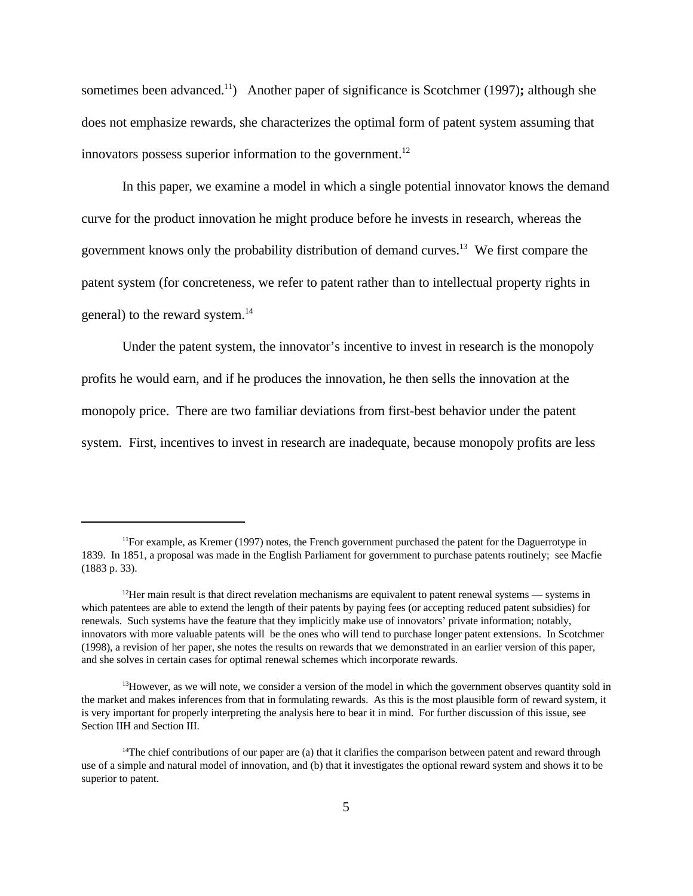sometimes been advanced.[11]) Another paper of significance is Scotchmer (1997)**;** although she does not emphasize rewards, she characterizes the optimal form of patent system assuming that innovators possess superior information to the government.[12]

In this paper, we examine a model in which a single potential innovator knows the demand curve for the product innovation he might produce before he invests in research, whereas the government knows only the probability distribution of demand curves.[13] We first compare the patent system (for concreteness, we refer to patent rather than to intellectual property rights in general) to the reward system.[14]

Under the patent system, the innovator's incentive to invest in research is the monopoly profits he would earn, and if he produces the innovation, he then sells the innovation at the monopoly price. There are two familiar deviations from first-best behavior under the patent system. First, incentives to invest in research are inadequate, because monopoly profits are less

---

[11]For example, as Kremer (1997) notes, the French government purchased the patent for the Daguerrotype in 1839. In 1851, a proposal was made in the English Parliament for government to purchase patents routinely; see Macfie (1883 p. 33).

[12]Her main result is that direct revelation mechanisms are equivalent to patent renewal systems — systems in which patentees are able to extend the length of their patents by paying fees (or accepting reduced patent subsidies) for renewals. Such systems have the feature that they implicitly make use of innovators' private information; notably, innovators with more valuable patents will be the ones who will tend to purchase longer patent extensions. In Scotchmer (1998), a revision of her paper, she notes the results on rewards that we demonstrated in an earlier version of this paper, and she solves in certain cases for optimal renewal schemes which incorporate rewards.

[13]However, as we will note, we consider a version of the model in which the government observes quantity sold in the market and makes inferences from that in formulating rewards. As this is the most plausible form of reward system, it is very important for properly interpreting the analysis here to bear it in mind. For further discussion of this issue, see Section IIH and Section III.

[14]The chief contributions of our paper are (a) that it clarifies the comparison between patent and reward through use of a simple and natural model of innovation, and (b) that it investigates the optional reward system and shows it to be superior to patent.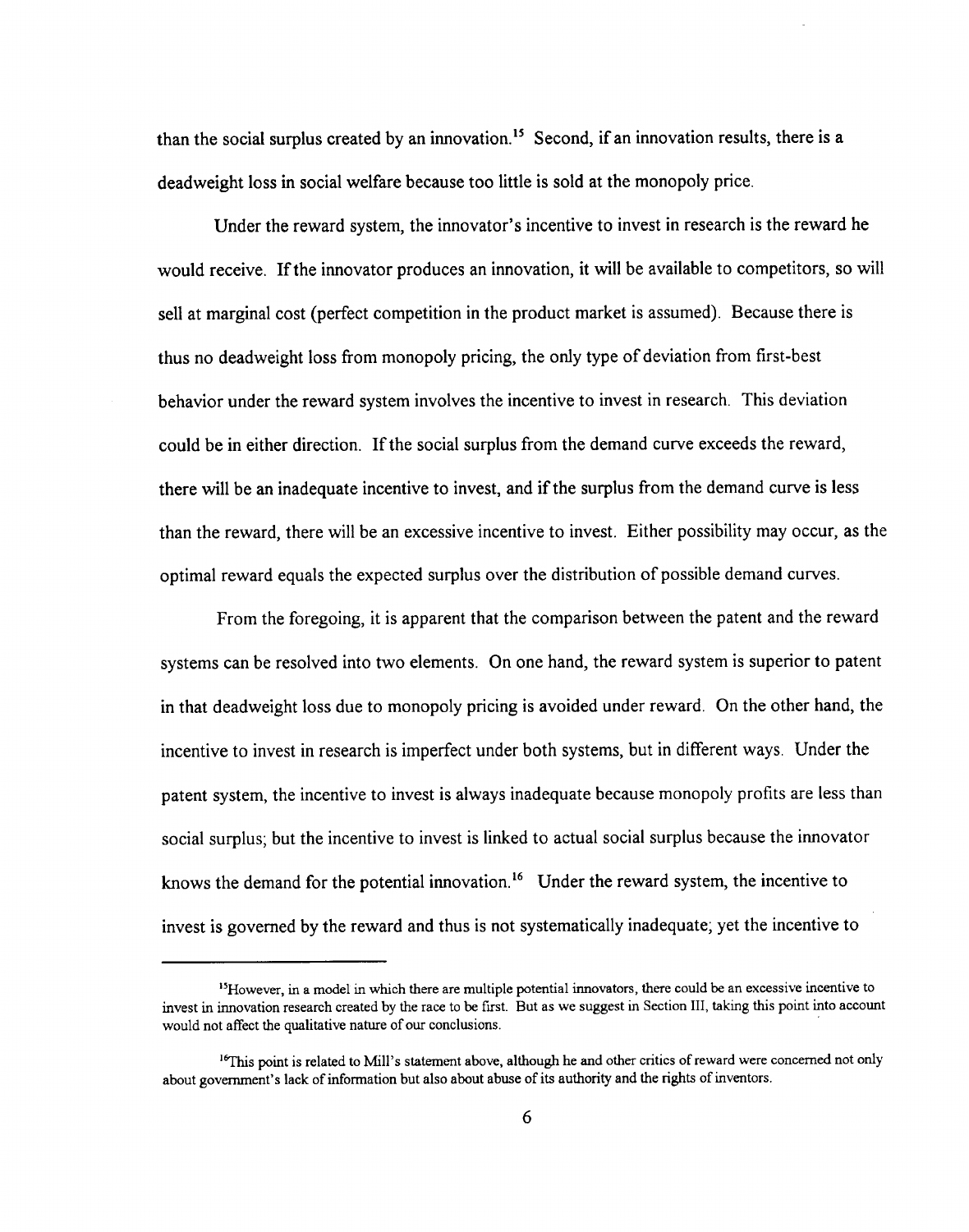than the social surplus created by an innovation.[15] Second, if an innovation results, there is a deadweight loss in social welfare because too little is sold at the monopoly price.

Under the reward system, the innovator's incentive to invest in research is the reward he would receive. If the innovator produces an innovation, it will be available to competitors, so will sell at marginal cost (perfect competition in the product market is assumed). Because there is thus no deadweight loss from monopoly pricing, the only type of deviation from first-best behavior under the reward system involves the incentive to invest in research. This deviation could be in either direction. If the social surplus from the demand curve exceeds the reward, there will be an inadequate incentive to invest, and if the surplus from the demand curve is less than the reward, there will be an excessive incentive to invest. Either possibility may occur, as the optimal reward equals the expected surplus over the distribution of possible demand curves.

From the foregoing, it is apparent that the comparison between the patent and the reward systems can be resolved into two elements. On one hand, the reward system is superior to patent in that deadweight loss due to monopoly pricing is avoided under reward. On the other hand, the incentive to invest in research is imperfect under both systems, but in different ways. Under the patent system, the incentive to invest is always inadequate because monopoly profits are less than social surplus; but the incentive to invest is linked to actual social surplus because the innovator knows the demand for the potential innovation.[16] Under the reward system, the incentive to invest is governed by the reward and thus is not systematically inadequate; yet the incentive to

[15] However, in a model in which there are multiple potential innovators, there could be an excessive incentive to invest in innovation research created by the race to be first. But as we suggest in Section III, taking this point into account would not affect the qualitative nature of our conclusions.

[16] This point is related to Mill's statement above, although he and other critics of reward were concerned not only about government's lack of information but also about abuse of its authority and the rights of inventors.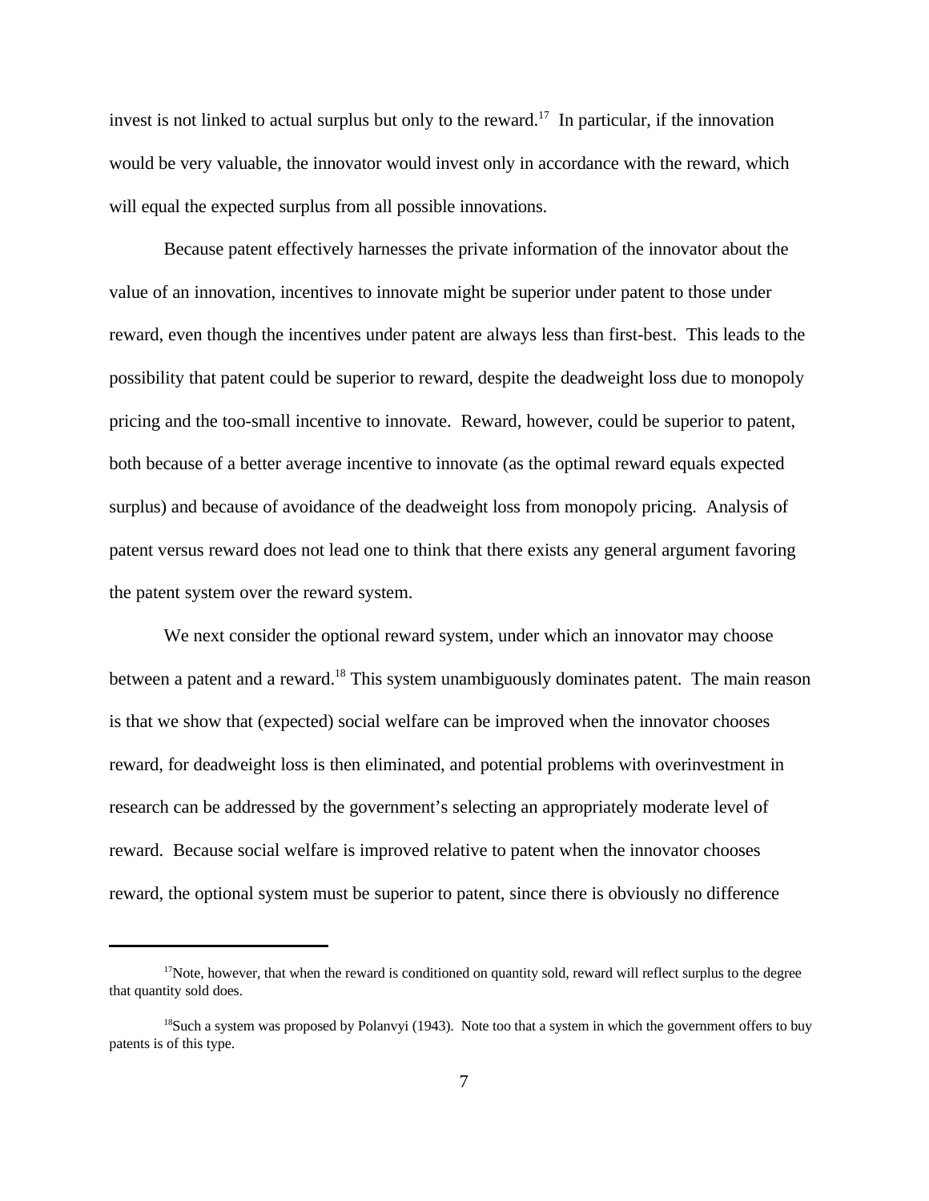invest is not linked to actual surplus but only to the reward.[17] In particular, if the innovation would be very valuable, the innovator would invest only in accordance with the reward, which will equal the expected surplus from all possible innovations.

Because patent effectively harnesses the private information of the innovator about the value of an innovation, incentives to innovate might be superior under patent to those under reward, even though the incentives under patent are always less than first-best. This leads to the possibility that patent could be superior to reward, despite the deadweight loss due to monopoly pricing and the too-small incentive to innovate. Reward, however, could be superior to patent, both because of a better average incentive to innovate (as the optimal reward equals expected surplus) and because of avoidance of the deadweight loss from monopoly pricing. Analysis of patent versus reward does not lead one to think that there exists any general argument favoring the patent system over the reward system.

We next consider the optional reward system, under which an innovator may choose between a patent and a reward.[18] This system unambiguously dominates patent. The main reason is that we show that (expected) social welfare can be improved when the innovator chooses reward, for deadweight loss is then eliminated, and potential problems with overinvestment in research can be addressed by the government's selecting an appropriately moderate level of reward. Because social welfare is improved relative to patent when the innovator chooses reward, the optional system must be superior to patent, since there is obviously no difference

---

[17] Note, however, that when the reward is conditioned on quantity sold, reward will reflect surplus to the degree that quantity sold does.

[18] Such a system was proposed by Polanvyi (1943). Note too that a system in which the government offers to buy patents is of this type.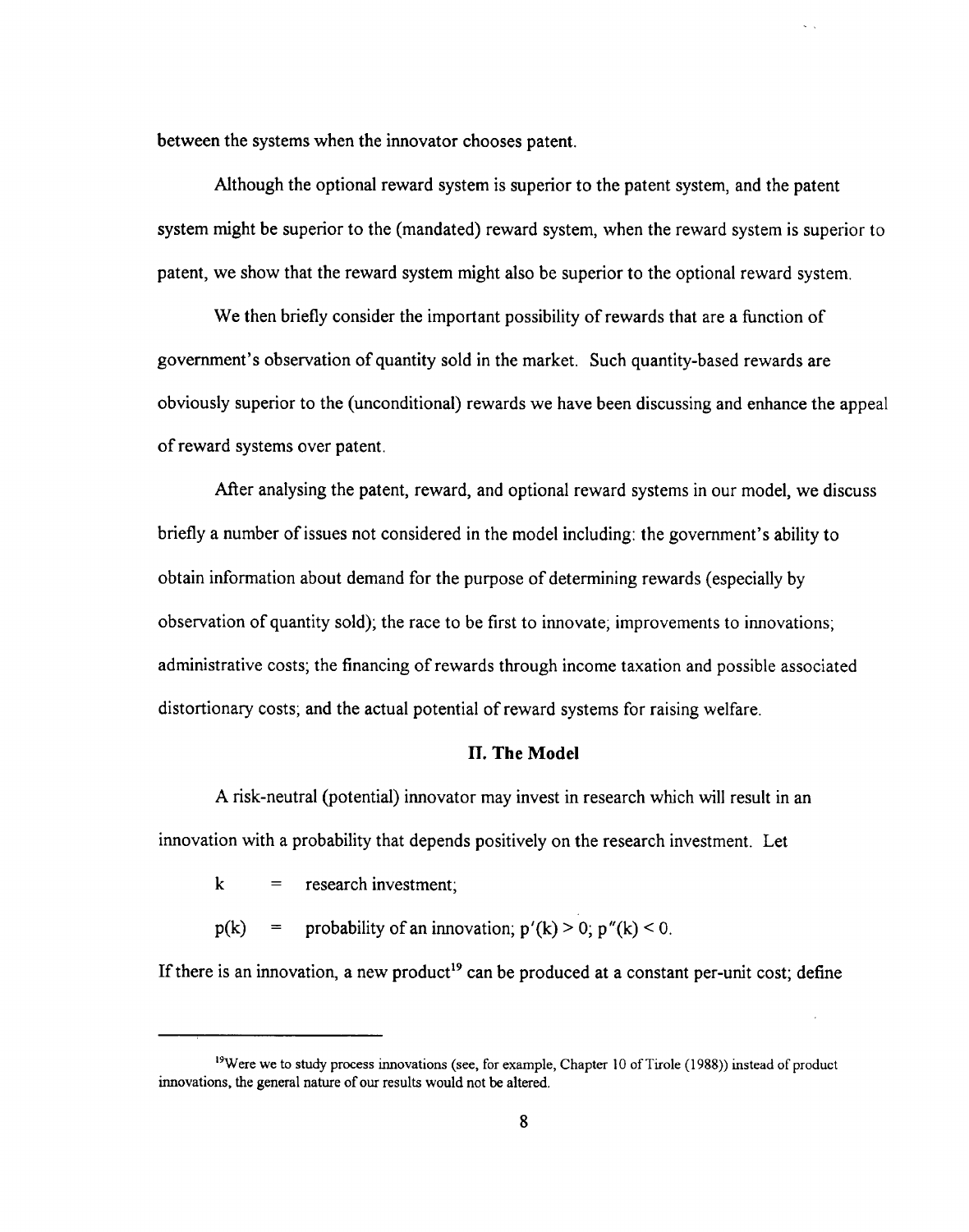between the systems when the innovator chooses patent.

Although the optional reward system is superior to the patent system, and the patent system might be superior to the (mandated) reward system, when the reward system is superior to patent, we show that the reward system might also be superior to the optional reward system.

We then briefly consider the important possibility of rewards that are a function of government's observation of quantity sold in the market. Such quantity-based rewards are obviously superior to the (unconditional) rewards we have been discussing and enhance the appeal of reward systems over patent.

After analysing the patent, reward, and optional reward systems in our model, we discuss briefly a number of issues not considered in the model including: the government's ability to obtain information about demand for the purpose of determining rewards (especially by observation of quantity sold); the race to be first to innovate; improvements to innovations; administrative costs; the financing of rewards through income taxation and possible associated distortionary costs; and the actual potential of reward systems for raising welfare.

## II. The Model

A risk-neutral (potential) innovator may invest in research which will result in an innovation with a probability that depends positively on the research investment. Let

$k$ = research investment;

$p(k)$ = probability of an innovation; $p'(k) > 0$; $p''(k) < 0$.

If there is an innovation, a new product[19] can be produced at a constant per-unit cost; define

[19] Were we to study process innovations (see, for example, Chapter 10 of Tirole (1988)) instead of product innovations, the general nature of our results would not be altered.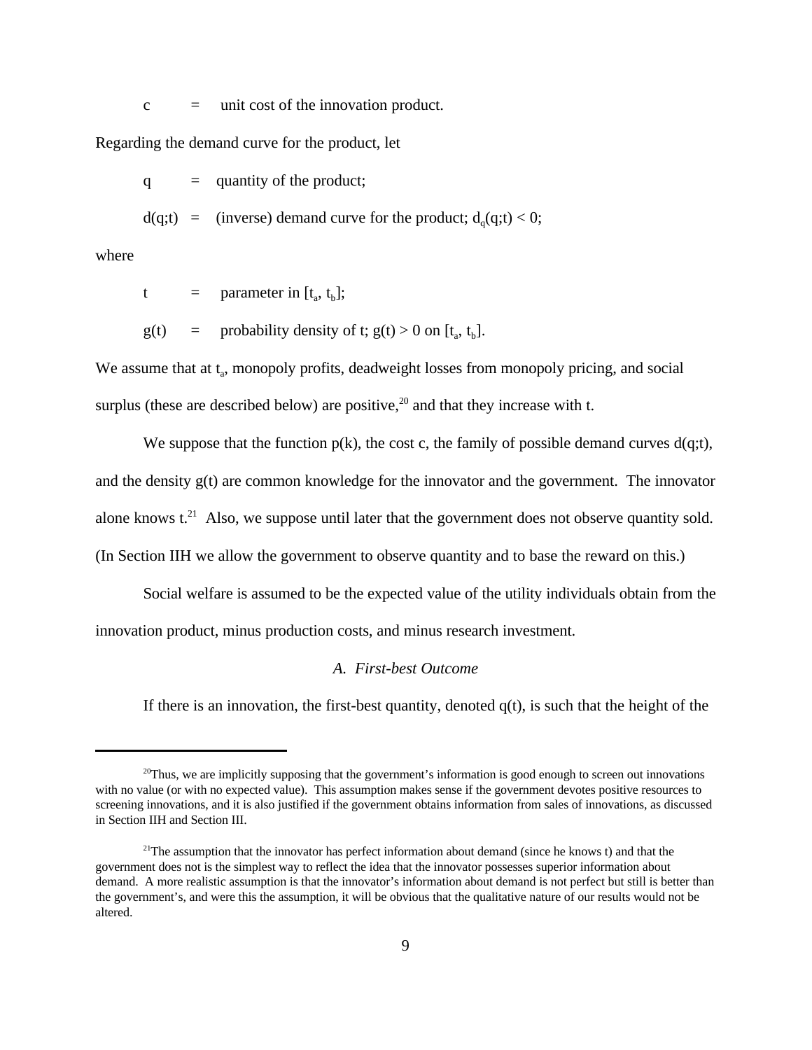$c$ = unit cost of the innovation product.

Regarding the demand curve for the product, let

$q$ = quantity of the product;

$d(q;t)$ = (inverse) demand curve for the product; $d_q(q;t) < 0$;

where

$t$ = parameter in $[t_a, t_b]$;

$g(t)$ = probability density of $t$; $g(t) > 0$ on $[t_a, t_b]$.

We assume that at $t_a$, monopoly profits, deadweight losses from monopoly pricing, and social surplus (these are described below) are positive,[20] and that they increase with t.

We suppose that the function $p(k)$, the cost $c$, the family of possible demand curves $d(q;t)$, and the density $g(t)$ are common knowledge for the innovator and the government. The innovator alone knows t.[21] Also, we suppose until later that the government does not observe quantity sold. (In Section IIH we allow the government to observe quantity and to base the reward on this.)

Social welfare is assumed to be the expected value of the utility individuals obtain from the innovation product, minus production costs, and minus research investment.

### *A. First-best Outcome*

If there is an innovation, the first-best quantity, denoted $q(t)$, is such that the height of the

---

[20]Thus, we are implicitly supposing that the government's information is good enough to screen out innovations with no value (or with no expected value). This assumption makes sense if the government devotes positive resources to screening innovations, and it is also justified if the government obtains information from sales of innovations, as discussed in Section IIH and Section III.

[21]The assumption that the innovator has perfect information about demand (since he knows t) and that the government does not is the simplest way to reflect the idea that the innovator possesses superior information about demand. A more realistic assumption is that the innovator's information about demand is not perfect but still is better than the government's, and were this the assumption, it will be obvious that the qualitative nature of our results would not be altered.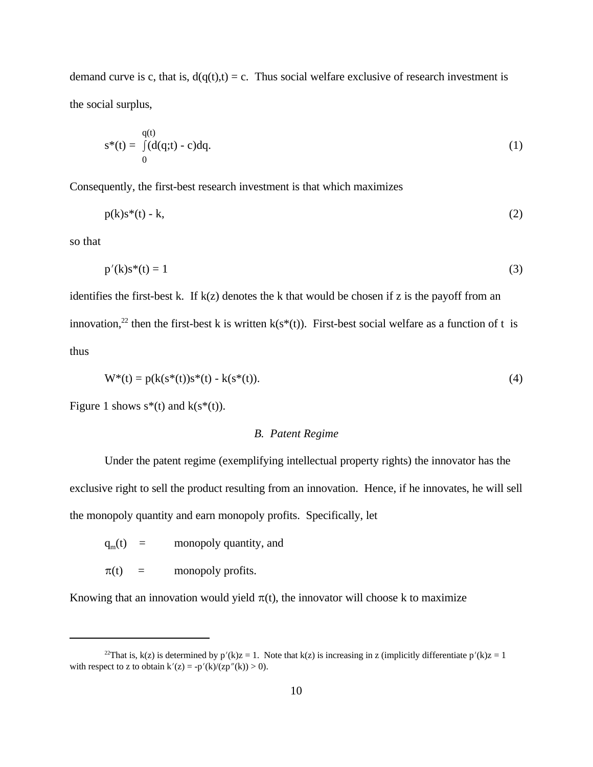demand curve is c, that is, $d(q(t),t) = c$. Thus social welfare exclusive of research investment is the social surplus,

$$s^*(t) = \int_0^{q(t)} (d(q;t) - c)dq. \tag{1}$$

Consequently, the first-best research investment is that which maximizes

$$p(k)s^*(t) - k, \tag{2}$$

so that

$$p'(k)s^*(t) = 1 \tag{3}$$

identifies the first-best k. If $k(z)$ denotes the k that would be chosen if z is the payoff from an innovation,[22] then the first-best k is written $k(s^*(t))$. First-best social welfare as a function of t is thus

$$W^*(t) = p(k(s^*(t))s^*(t) - k(s^*(t)). \tag{4}$$

Figure 1 shows $s^*(t)$ and $k(s^*(t))$.

### *B. Patent Regime*

Under the patent regime (exemplifying intellectual property rights) the innovator has the exclusive right to sell the product resulting from an innovation. Hence, if he innovates, he will sell the monopoly quantity and earn monopoly profits. Specifically, let

$q_m(t)$ = monopoly quantity, and

$\pi(t)$ = monopoly profits.

Knowing that an innovation would yield $\pi(t)$, the innovator will choose k to maximize

---

[22] That is, $k(z)$ is determined by $p'(k)z = 1$. Note that $k(z)$ is increasing in z (implicitly differentiate $p'(k)z = 1$ with respect to z to obtain $k'(z) = -p'(k)/(zp''(k)) > 0$).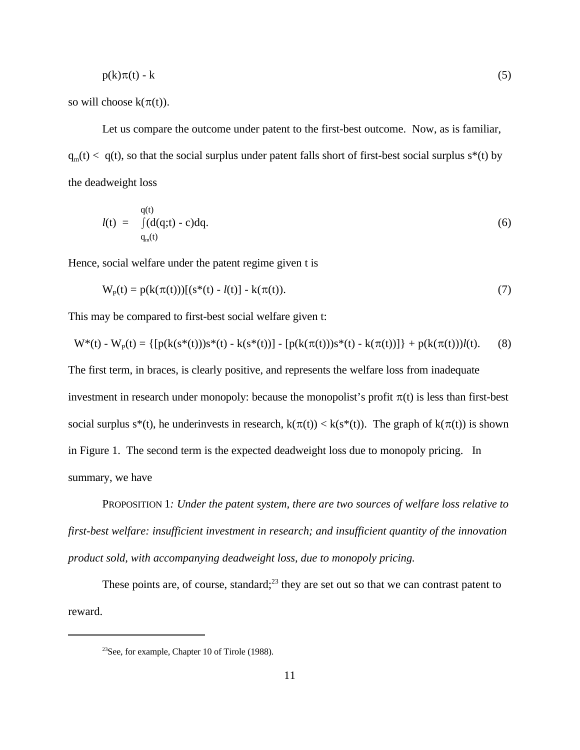$$p(k)\pi(t) - k \tag{5}$$

so will choose $k(\pi(t))$.

Let us compare the outcome under patent to the first-best outcome. Now, as is familiar, $q_m(t) < q(t)$, so that the social surplus under patent falls short of first-best social surplus $s^*(t)$ by the deadweight loss

$$l(t) = \int_{q_m(t)}^{q(t)} (d(q;t) - c)dq. \tag{6}$$

Hence, social welfare under the patent regime given t is

$$W_P(t) = p(k(\pi(t)))[(s^*(t) - l(t)] - k(\pi(t)). \tag{7}$$

This may be compared to first-best social welfare given t:

$$W^*(t) - W_P(t) = \{[p(k(s^*(t)))s^*(t) - k(s^*(t))] - [p(k(\pi(t)))s^*(t) - k(\pi(t))]\} + p(k(\pi(t)))l(t). \tag{8}$$

The first term, in braces, is clearly positive, and represents the welfare loss from inadequate investment in research under monopoly: because the monopolist's profit $\pi(t)$ is less than first-best social surplus $s^*(t)$, he underinvests in research, $k(\pi(t)) < k(s^*(t))$. The graph of $k(\pi(t))$ is shown in Figure 1. The second term is the expected deadweight loss due to monopoly pricing. In summary, we have

PROPOSITION 1*: Under the patent system, there are two sources of welfare loss relative to first-best welfare: insufficient investment in research; and insufficient quantity of the innovation product sold, with accompanying deadweight loss, due to monopoly pricing.*

These points are, of course, standard;[23] they are set out so that we can contrast patent to reward.

[23] See, for example, Chapter 10 of Tirole (1988).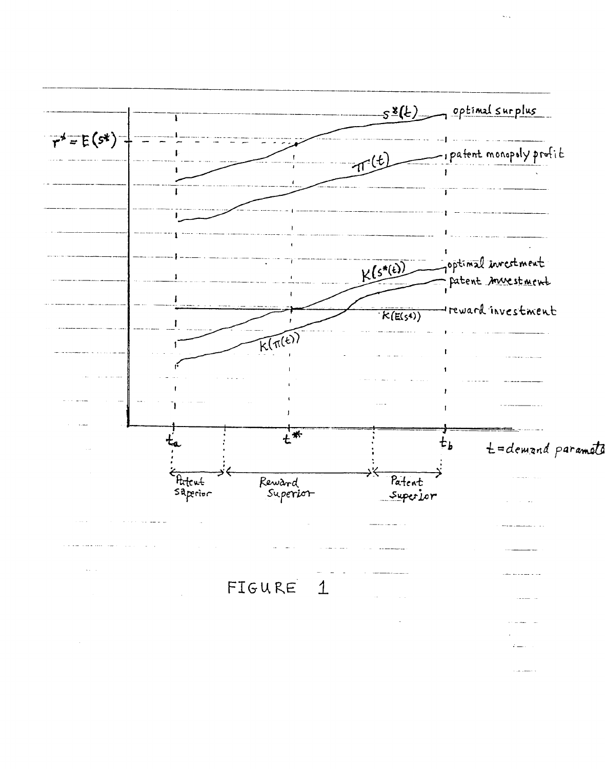$r^* = E(s^*)$

$s^*(t)$ optimal surplus

$\pi(t)$ patent monopoly profit

$K(s^*(t))$ optimal investment

patent investment

reward investment

$K(E(s^*))$

$K(\pi(t))$

$t_a$ $t^*$ $t_b$ $t$ = demand parameter

Patent superior | Reward Superior | Patent superior

FIGURE 1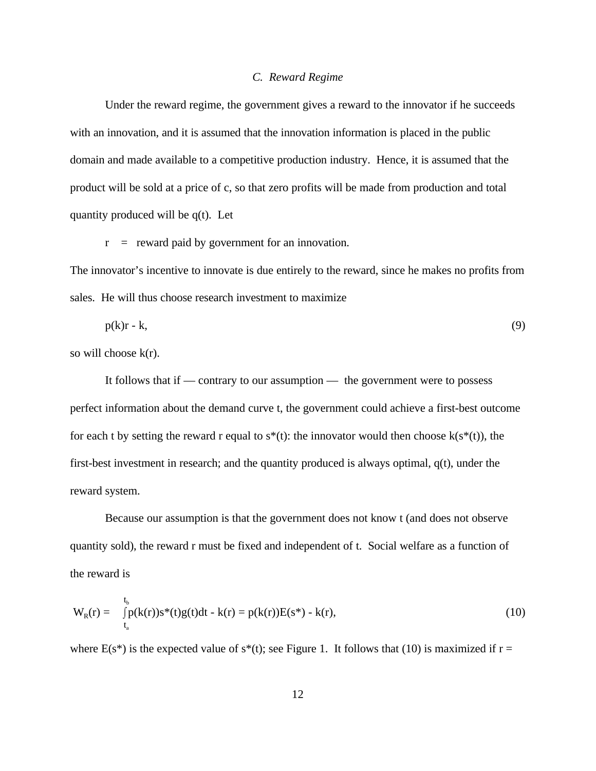### *C. Reward Regime*

Under the reward regime, the government gives a reward to the innovator if he succeeds with an innovation, and it is assumed that the innovation information is placed in the public domain and made available to a competitive production industry. Hence, it is assumed that the product will be sold at a price of c, so that zero profits will be made from production and total quantity produced will be $q(t)$. Let

$r$ = reward paid by government for an innovation.

The innovator's incentive to innovate is due entirely to the reward, since he makes no profits from sales. He will thus choose research investment to maximize

$$p(k)r - k, \tag{9}$$

so will choose $k(r)$.

It follows that if — contrary to our assumption — the government were to possess perfect information about the demand curve t, the government could achieve a first-best outcome for each t by setting the reward r equal to $s^*(t)$: the innovator would then choose $k(s^*(t))$, the first-best investment in research; and the quantity produced is always optimal, $q(t)$, under the reward system.

Because our assumption is that the government does not know t (and does not observe quantity sold), the reward r must be fixed and independent of t. Social welfare as a function of the reward is

$$W_R(r) = \int_{t_a}^{t_b} p(k(r))s^*(t)g(t)dt - k(r) = p(k(r))E(s^*) - k(r), \tag{10}$$

where $E(s^*)$ is the expected value of $s^*(t)$; see Figure 1. It follows that (10) is maximized if r =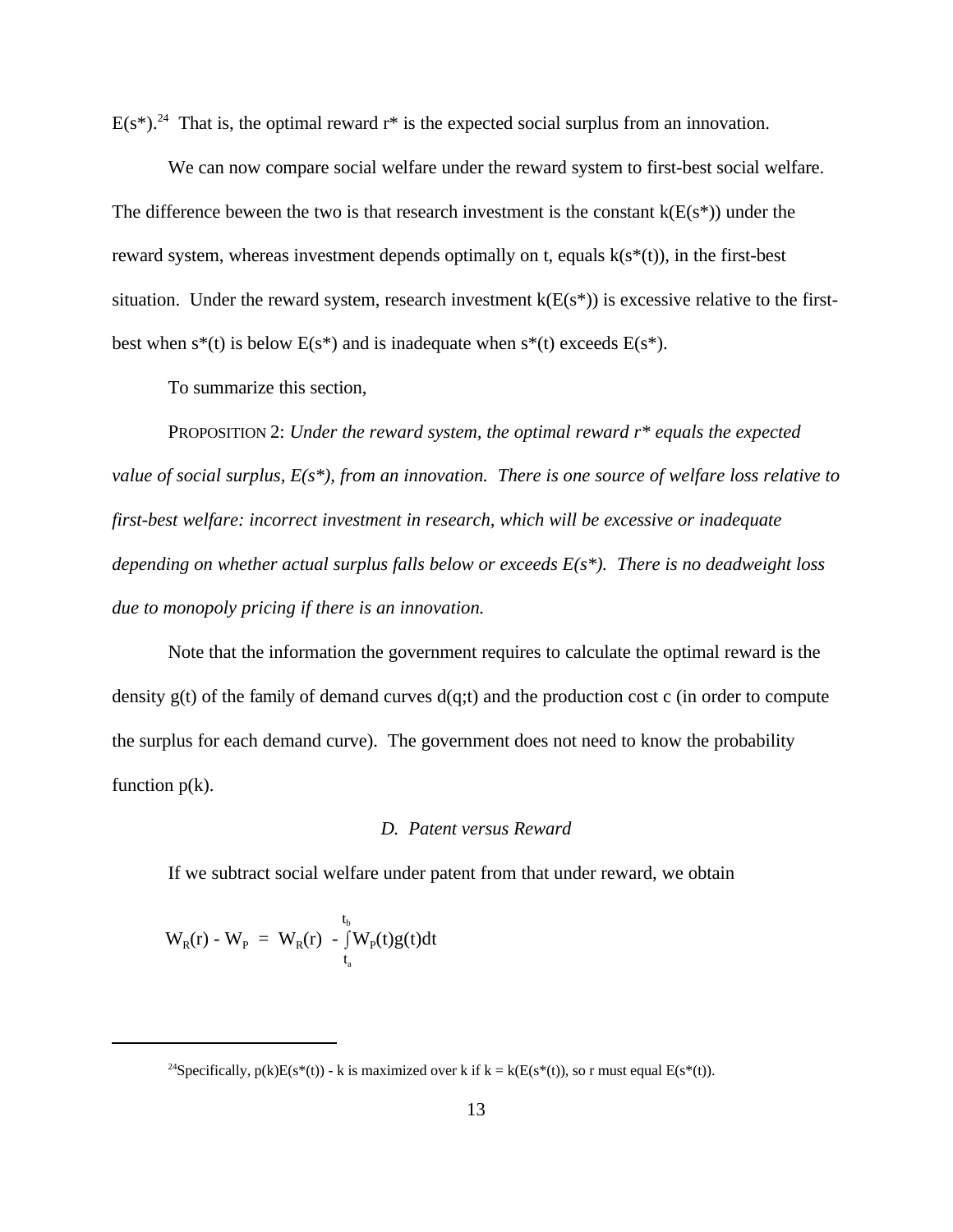$E(s^*)$.[24] That is, the optimal reward $r^*$ is the expected social surplus from an innovation.

We can now compare social welfare under the reward system to first-best social welfare. The difference beween the two is that research investment is the constant $k(E(s^*))$ under the reward system, whereas investment depends optimally on t, equals $k(s^*(t))$, in the first-best situation. Under the reward system, research investment $k(E(s^*))$ is excessive relative to the first-best when $s^*(t)$ is below $E(s^*)$ and is inadequate when $s^*(t)$ exceeds $E(s^*)$.

To summarize this section,

PROPOSITION 2: *Under the reward system, the optimal reward $r^*$ equals the expected value of social surplus, $E(s^*)$, from an innovation. There is one source of welfare loss relative to first-best welfare: incorrect investment in research, which will be excessive or inadequate depending on whether actual surplus falls below or exceeds $E(s^*)$. There is no deadweight loss due to monopoly pricing if there is an innovation.*

Note that the information the government requires to calculate the optimal reward is the density $g(t)$ of the family of demand curves $d(q;t)$ and the production cost c (in order to compute the surplus for each demand curve). The government does not need to know the probability function $p(k)$.

### *D. Patent versus Reward*

If we subtract social welfare under patent from that under reward, we obtain

$$W_R(r) - W_P = W_R(r) - \int_{t_a}^{t_b} W_P(t)g(t)dt$$

[24]Specifically, $p(k)E(s^*(t)) - k$ is maximized over k if $k = k(E(s^*(t))$, so r must equal $E(s^*(t))$.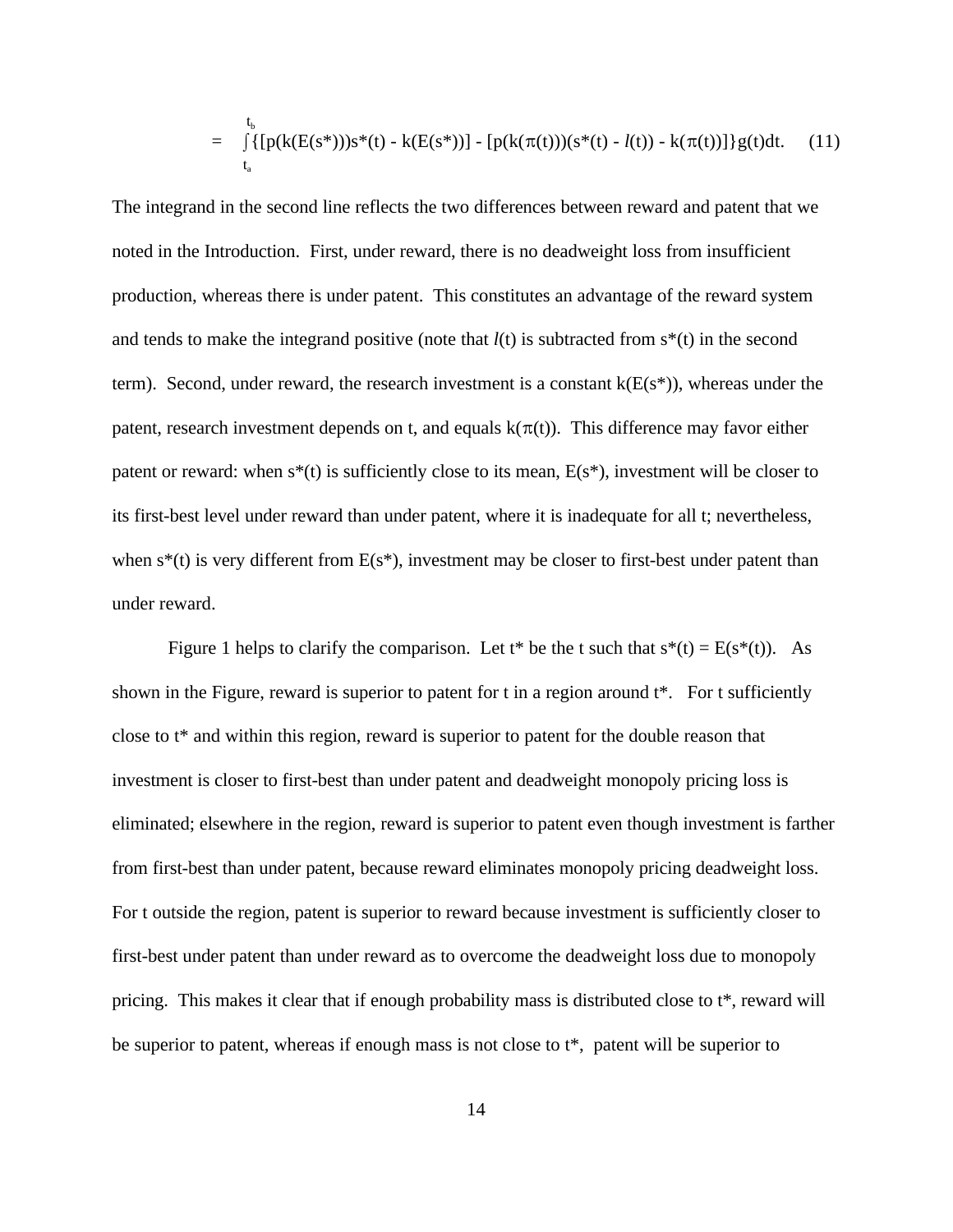$$= \int_{t_a}^{t_b} \{[p(k(E(s^*)))s^*(t) - k(E(s^*))] - [p(k(\pi(t)))(s^*(t) - l(t)) - k(\pi(t))]\}g(t)dt. \quad (11)$$

The integrand in the second line reflects the two differences between reward and patent that we noted in the Introduction. First, under reward, there is no deadweight loss from insufficient production, whereas there is under patent. This constitutes an advantage of the reward system and tends to make the integrand positive (note that $l(t)$ is subtracted from $s^*(t)$ in the second term). Second, under reward, the research investment is a constant $k(E(s^*))$, whereas under the patent, research investment depends on t, and equals $k(\pi(t))$. This difference may favor either patent or reward: when $s^*(t)$ is sufficiently close to its mean, $E(s^*)$, investment will be closer to its first-best level under reward than under patent, where it is inadequate for all t; nevertheless, when $s^*(t)$ is very different from $E(s^*)$, investment may be closer to first-best under patent than under reward.

Figure 1 helps to clarify the comparison. Let $t^*$ be the t such that $s^*(t) = E(s^*(t))$. As shown in the Figure, reward is superior to patent for t in a region around $t^*$. For t sufficiently close to $t^*$ and within this region, reward is superior to patent for the double reason that investment is closer to first-best than under patent and deadweight monopoly pricing loss is eliminated; elsewhere in the region, reward is superior to patent even though investment is farther from first-best than under patent, because reward eliminates monopoly pricing deadweight loss. For t outside the region, patent is superior to reward because investment is sufficiently closer to first-best under patent than under reward as to overcome the deadweight loss due to monopoly pricing. This makes it clear that if enough probability mass is distributed close to $t^*$, reward will be superior to patent, whereas if enough mass is not close to $t^*$, patent will be superior to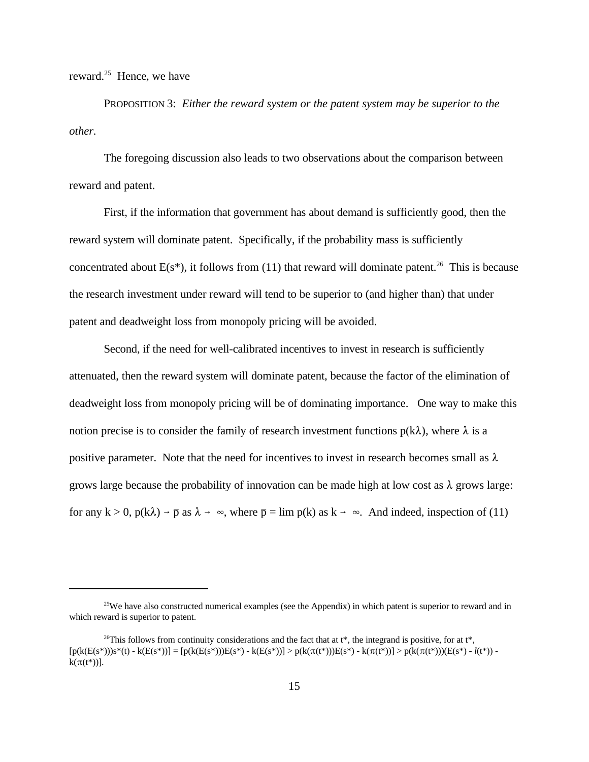reward.[25] Hence, we have

PROPOSITION 3: *Either the reward system or the patent system may be superior to the other.*

The foregoing discussion also leads to two observations about the comparison between reward and patent.

First, if the information that government has about demand is sufficiently good, then the reward system will dominate patent. Specifically, if the probability mass is sufficiently concentrated about $E(s^*)$, it follows from (11) that reward will dominate patent.[26] This is because the research investment under reward will tend to be superior to (and higher than) that under patent and deadweight loss from monopoly pricing will be avoided.

Second, if the need for well-calibrated incentives to invest in research is sufficiently attenuated, then the reward system will dominate patent, because the factor of the elimination of deadweight loss from monopoly pricing will be of dominating importance. One way to make this notion precise is to consider the family of research investment functions $p(k\lambda)$, where $\lambda$ is a positive parameter. Note that the need for incentives to invest in research becomes small as $\lambda$ grows large because the probability of innovation can be made high at low cost as $\lambda$ grows large: for any $k > 0$, $p(k\lambda) \rightarrow \bar{p}$ as $\lambda \rightarrow \infty$, where $\bar{p} = \lim p(k)$ as $k \rightarrow \infty$. And indeed, inspection of (11)

---

[25] We have also constructed numerical examples (see the Appendix) in which patent is superior to reward and in which reward is superior to patent.

[26] This follows from continuity considerations and the fact that at $t^*$, the integrand is positive, for at $t^*$, $[p(k(E(s^*)))s^*(t) - k(E(s^*))] = [p(k(E(s^*)))E(s^*) - k(E(s^*))] > p(k(\pi(t^*)))E(s^*) - k(\pi(t^*))] > p(k(\pi(t^*)))(E(s^*) - l(t^*)) - k(\pi(t^*))]$.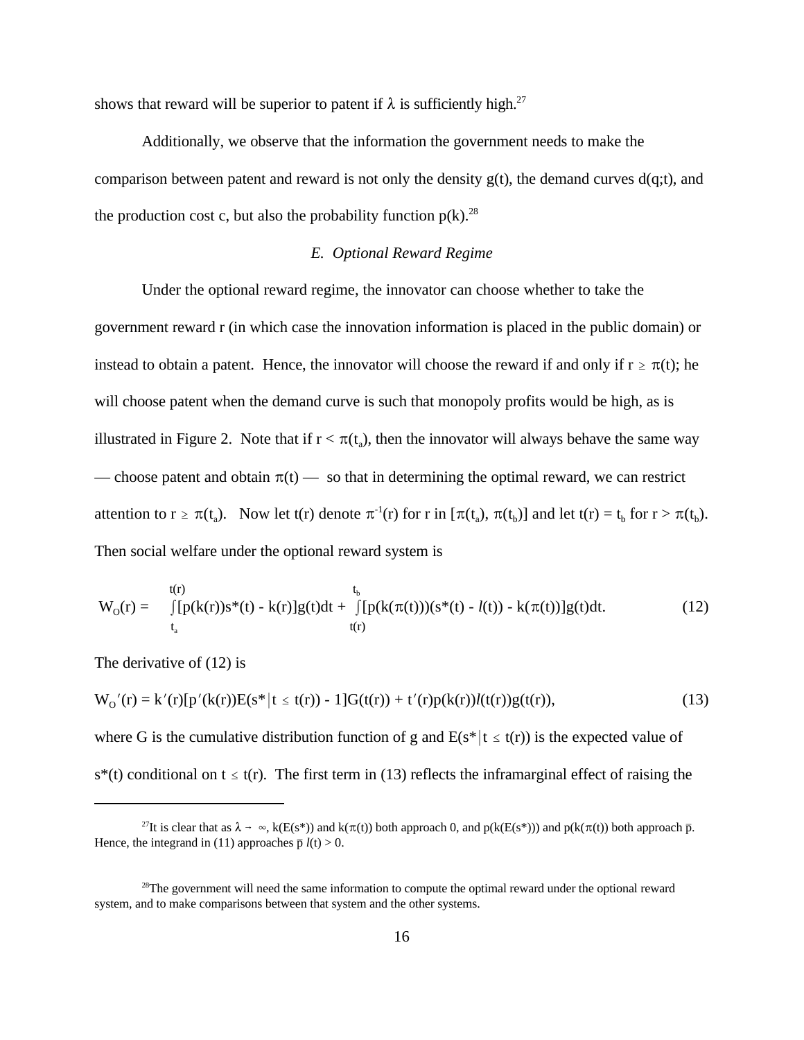shows that reward will be superior to patent if $\lambda$ is sufficiently high.[27]

Additionally, we observe that the information the government needs to make the comparison between patent and reward is not only the density g(t), the demand curves d(q;t), and the production cost c, but also the probability function p(k).[28]

### *E. Optional Reward Regime*

Under the optional reward regime, the innovator can choose whether to take the government reward r (in which case the innovation information is placed in the public domain) or instead to obtain a patent. Hence, the innovator will choose the reward if and only if $r \geq \pi(t)$; he will choose patent when the demand curve is such that monopoly profits would be high, as is illustrated in Figure 2. Note that if $r < \pi(t_a)$, then the innovator will always behave the same way — choose patent and obtain $\pi(t)$ — so that in determining the optimal reward, we can restrict attention to $r \geq \pi(t_a)$. Now let t(r) denote $\pi^{-1}(r)$ for r in $[\pi(t_a), \pi(t_b)]$ and let $t(r) = t_b$ for $r > \pi(t_b)$. Then social welfare under the optional reward system is

$$W_O(r) = \int_{t_a}^{t(r)} [p(k(r))s^*(t) - k(r)]g(t)dt + \int_{t(r)}^{t_b} [p(k(\pi(t)))(s^*(t) - l(t)) - k(\pi(t))]g(t)dt. \tag{12}$$

The derivative of (12) is

$$W_O{}'(r) = k'(r)[p'(k(r))E(s^*|t \leq t(r)) - 1]G(t(r)) + t'(r)p(k(r))l(t(r))g(t(r)), \tag{13}$$

where G is the cumulative distribution function of g and $E(s^*|t \leq t(r))$ is the expected value of $s^*(t)$ conditional on $t \leq t(r)$. The first term in (13) reflects the inframarginal effect of raising the

---

[27] It is clear that as $\lambda \to \infty$, $k(E(s^*))$ and $k(\pi(t))$ both approach 0, and $p(k(E(s^*)))$ and $p(k(\pi(t))$ both approach $\bar{p}$. Hence, the integrand in (11) approaches $\bar{p}\, l(t) > 0$.

[28] The government will need the same information to compute the optimal reward under the optional reward system, and to make comparisons between that system and the other systems.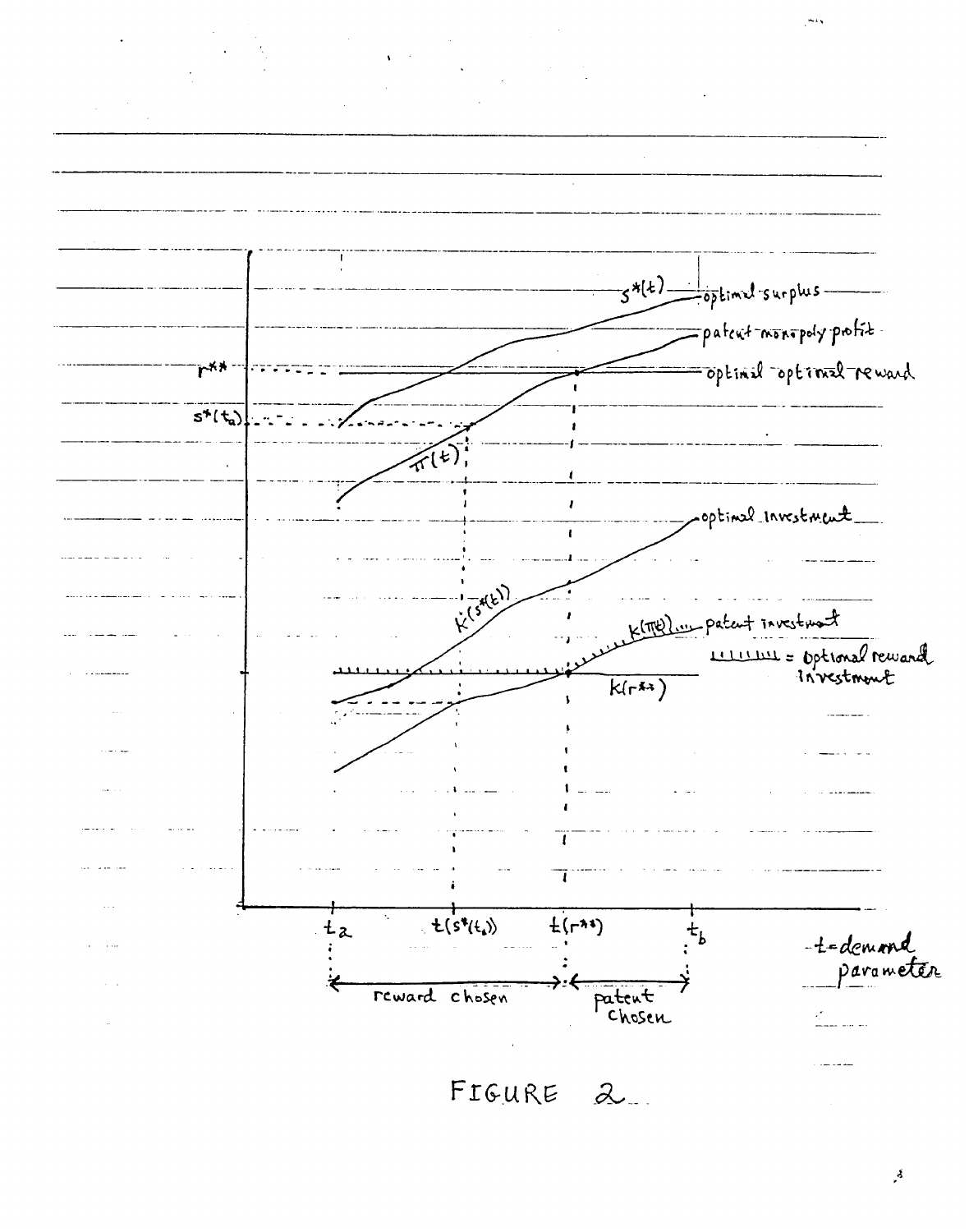$s^*(t)$ — optimal surplus

patent monopoly profit

$r^{**}$ — optimal optimal reward

$s^*(t_a)$

$\pi(t)$

optimal investment

$k^*(s^*(t))$

$k(\pi(t))$ .... patent investment

$k(r^{**})$

ıııııııı = optional reward investment

$t_a$ $t(s^*(t_a))$ $t(r^{**})$ $t_b$

t = demand parameter

reward chosen | patent chosen

FIGURE 2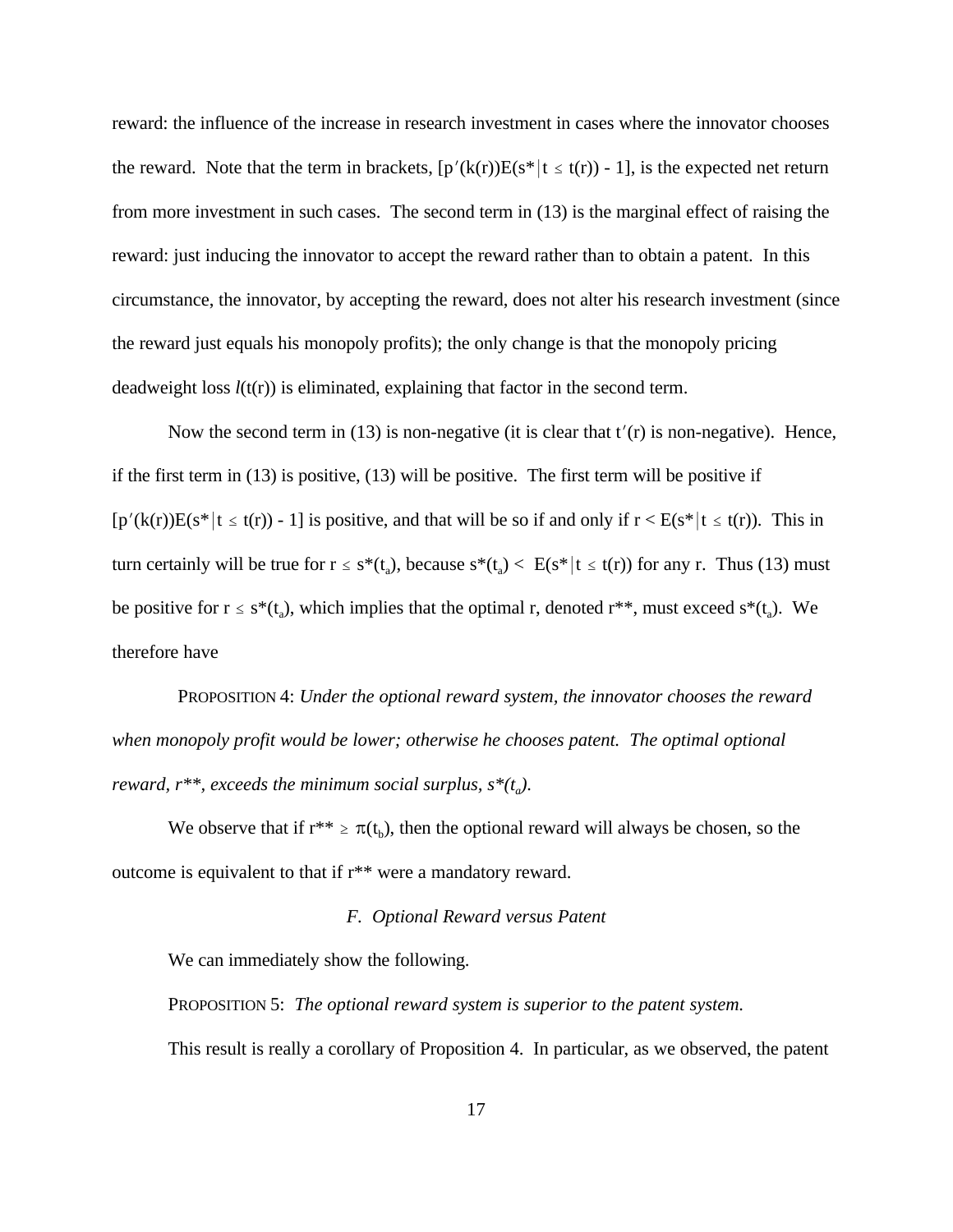reward: the influence of the increase in research investment in cases where the innovator chooses the reward. Note that the term in brackets, $[p'(k(r))E(s^*|t \leq t(r)) - 1]$, is the expected net return from more investment in such cases. The second term in (13) is the marginal effect of raising the reward: just inducing the innovator to accept the reward rather than to obtain a patent. In this circumstance, the innovator, by accepting the reward, does not alter his research investment (since the reward just equals his monopoly profits); the only change is that the monopoly pricing deadweight loss $l(t(r))$ is eliminated, explaining that factor in the second term.

Now the second term in (13) is non-negative (it is clear that $t'(r)$ is non-negative). Hence, if the first term in (13) is positive, (13) will be positive. The first term will be positive if $[p'(k(r))E(s^*|t \leq t(r)) - 1]$ is positive, and that will be so if and only if $r < E(s^*|t \leq t(r))$. This in turn certainly will be true for $r \leq s^*(t_a)$, because $s^*(t_a) < E(s^*|t \leq t(r))$ for any r. Thus (13) must be positive for $r \leq s^*(t_a)$, which implies that the optimal r, denoted $r^{**}$, must exceed $s^*(t_a)$. We therefore have

PROPOSITION 4: *Under the optional reward system, the innovator chooses the reward when monopoly profit would be lower; otherwise he chooses patent. The optimal optional reward, $r^{**}$, exceeds the minimum social surplus, $s^*(t_a)$.*

We observe that if $r^{**} \geq \pi(t_b)$, then the optional reward will always be chosen, so the outcome is equivalent to that if $r^{**}$ were a mandatory reward.

### *F. Optional Reward versus Patent*

We can immediately show the following.

PROPOSITION 5: *The optional reward system is superior to the patent system.*

This result is really a corollary of Proposition 4. In particular, as we observed, the patent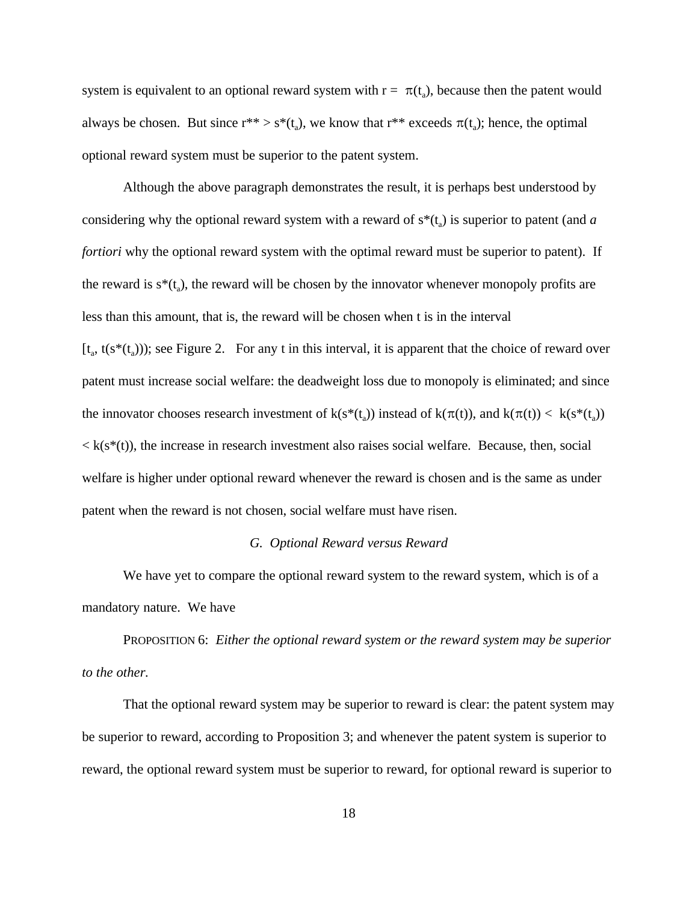system is equivalent to an optional reward system with $r = \pi(t_a)$, because then the patent would always be chosen. But since $r^{**} > s^*(t_a)$, we know that $r^{**}$ exceeds $\pi(t_a)$; hence, the optimal optional reward system must be superior to the patent system.

Although the above paragraph demonstrates the result, it is perhaps best understood by considering why the optional reward system with a reward of $s^*(t_a)$ is superior to patent (and *a fortiori* why the optional reward system with the optimal reward must be superior to patent). If the reward is $s^*(t_a)$, the reward will be chosen by the innovator whenever monopoly profits are less than this amount, that is, the reward will be chosen when t is in the interval $[t_a, t(s^*(t_a)))$; see Figure 2. For any t in this interval, it is apparent that the choice of reward over patent must increase social welfare: the deadweight loss due to monopoly is eliminated; and since the innovator chooses research investment of $k(s^*(t_a))$ instead of $k(\pi(t))$, and $k(\pi(t)) < k(s^*(t_a)) < k(s^*(t))$, the increase in research investment also raises social welfare. Because, then, social welfare is higher under optional reward whenever the reward is chosen and is the same as under patent when the reward is not chosen, social welfare must have risen.

### *G. Optional Reward versus Reward*

We have yet to compare the optional reward system to the reward system, which is of a mandatory nature. We have

PROPOSITION 6: *Either the optional reward system or the reward system may be superior to the other.*

That the optional reward system may be superior to reward is clear: the patent system may be superior to reward, according to Proposition 3; and whenever the patent system is superior to reward, the optional reward system must be superior to reward, for optional reward is superior to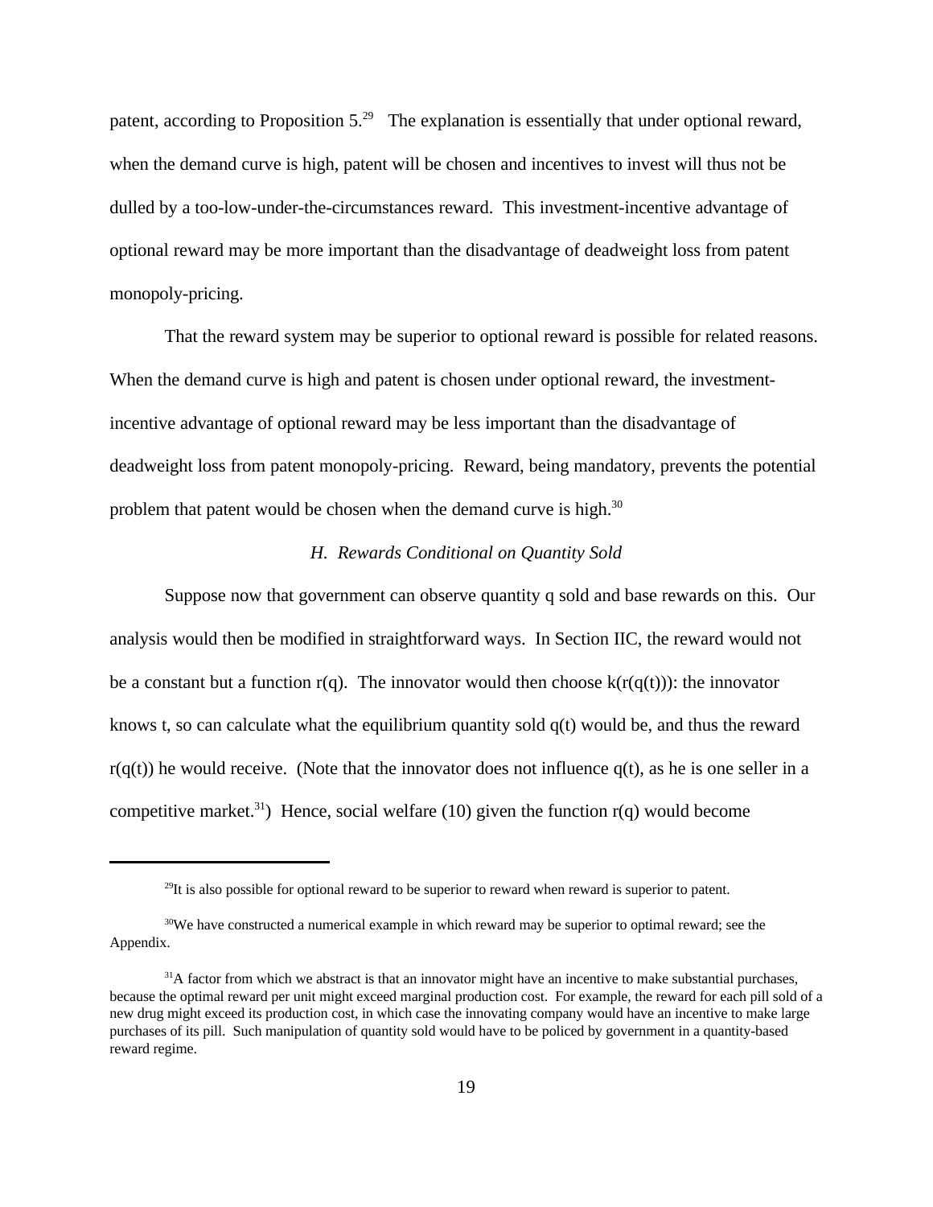patent, according to Proposition 5.[29] The explanation is essentially that under optional reward, when the demand curve is high, patent will be chosen and incentives to invest will thus not be dulled by a too-low-under-the-circumstances reward. This investment-incentive advantage of optional reward may be more important than the disadvantage of deadweight loss from patent monopoly-pricing.

That the reward system may be superior to optional reward is possible for related reasons. When the demand curve is high and patent is chosen under optional reward, the investment-incentive advantage of optional reward may be less important than the disadvantage of deadweight loss from patent monopoly-pricing. Reward, being mandatory, prevents the potential problem that patent would be chosen when the demand curve is high.[30]

### *H. Rewards Conditional on Quantity Sold*

Suppose now that government can observe quantity $q$ sold and base rewards on this. Our analysis would then be modified in straightforward ways. In Section IIC, the reward would not be a constant but a function $r(q)$. The innovator would then choose $k(r(q(t)))$: the innovator knows $t$, so can calculate what the equilibrium quantity sold $q(t)$ would be, and thus the reward $r(q(t))$ he would receive. (Note that the innovator does not influence $q(t)$, as he is one seller in a competitive market.[31]) Hence, social welfare (10) given the function $r(q)$ would become

---

[29] It is also possible for optional reward to be superior to reward when reward is superior to patent.

[30] We have constructed a numerical example in which reward may be superior to optimal reward; see the Appendix.

[31] A factor from which we abstract is that an innovator might have an incentive to make substantial purchases, because the optimal reward per unit might exceed marginal production cost. For example, the reward for each pill sold of a new drug might exceed its production cost, in which case the innovating company would have an incentive to make large purchases of its pill. Such manipulation of quantity sold would have to be policed by government in a quantity-based reward regime.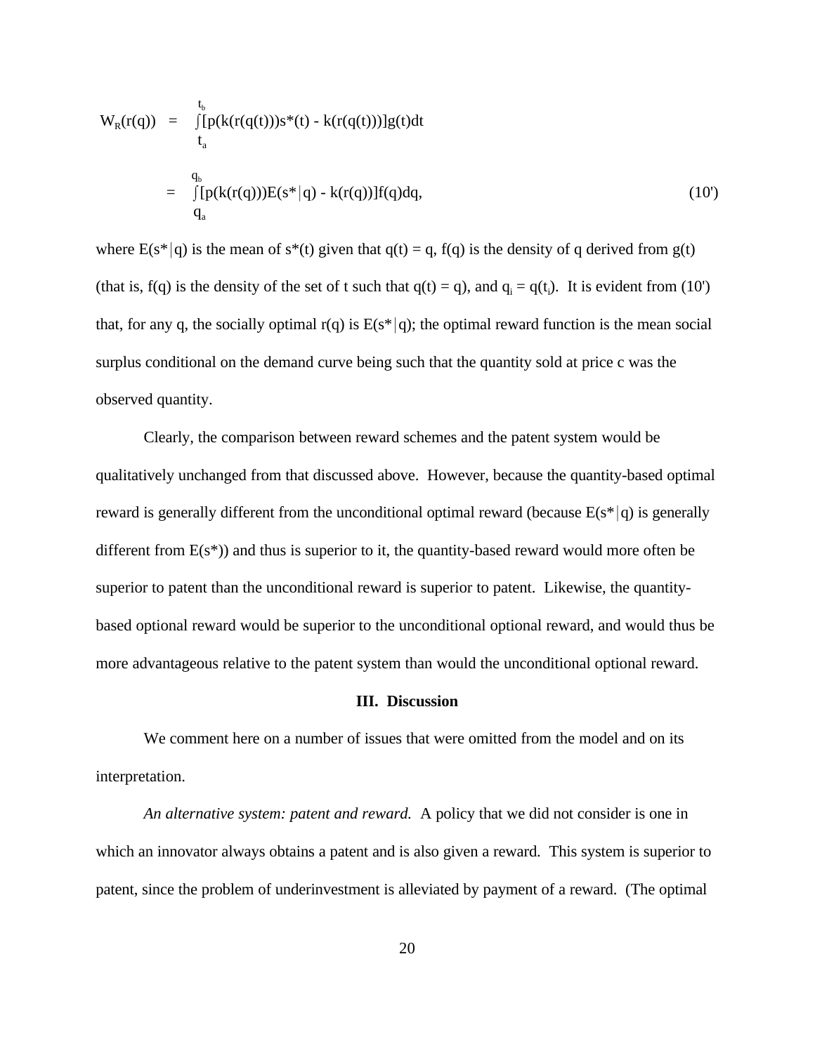$$W_R(r(q)) = \int_{t_a}^{t_b} [p(k(r(q(t)))s^*(t) - k(r(q(t)))]g(t)dt$$

$$= \int_{q_a}^{q_b} [p(k(r(q)))E(s^*|q) - k(r(q))]f(q)dq, \qquad (10')$$

where $E(s^*|q)$ is the mean of $s^*(t)$ given that $q(t) = q$, $f(q)$ is the density of q derived from $g(t)$ (that is, $f(q)$ is the density of the set of t such that $q(t) = q$), and $q_i = q(t_i)$. It is evident from (10') that, for any q, the socially optimal $r(q)$ is $E(s^*|q)$; the optimal reward function is the mean social surplus conditional on the demand curve being such that the quantity sold at price c was the observed quantity.

Clearly, the comparison between reward schemes and the patent system would be qualitatively unchanged from that discussed above. However, because the quantity-based optimal reward is generally different from the unconditional optimal reward (because $E(s^*|q)$ is generally different from $E(s^*)$) and thus is superior to it, the quantity-based reward would more often be superior to patent than the unconditional reward is superior to patent. Likewise, the quantity-based optional reward would be superior to the unconditional optional reward, and would thus be more advantageous relative to the patent system than would the unconditional optional reward.

## III. Discussion

We comment here on a number of issues that were omitted from the model and on its interpretation.

*An alternative system: patent and reward.* A policy that we did not consider is one in which an innovator always obtains a patent and is also given a reward. This system is superior to patent, since the problem of underinvestment is alleviated by payment of a reward. (The optimal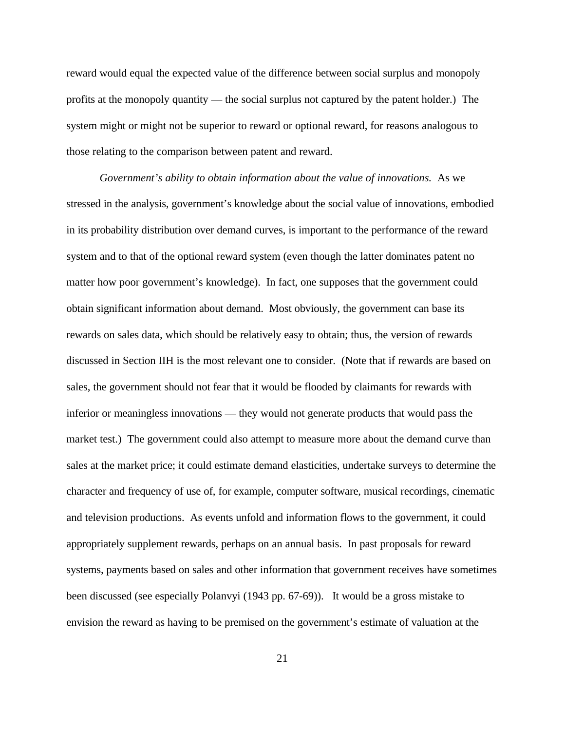reward would equal the expected value of the difference between social surplus and monopoly profits at the monopoly quantity — the social surplus not captured by the patent holder.) The system might or might not be superior to reward or optional reward, for reasons analogous to those relating to the comparison between patent and reward.

*Government's ability to obtain information about the value of innovations.* As we stressed in the analysis, government's knowledge about the social value of innovations, embodied in its probability distribution over demand curves, is important to the performance of the reward system and to that of the optional reward system (even though the latter dominates patent no matter how poor government's knowledge). In fact, one supposes that the government could obtain significant information about demand. Most obviously, the government can base its rewards on sales data, which should be relatively easy to obtain; thus, the version of rewards discussed in Section IIH is the most relevant one to consider. (Note that if rewards are based on sales, the government should not fear that it would be flooded by claimants for rewards with inferior or meaningless innovations — they would not generate products that would pass the market test.) The government could also attempt to measure more about the demand curve than sales at the market price; it could estimate demand elasticities, undertake surveys to determine the character and frequency of use of, for example, computer software, musical recordings, cinematic and television productions. As events unfold and information flows to the government, it could appropriately supplement rewards, perhaps on an annual basis. In past proposals for reward systems, payments based on sales and other information that government receives have sometimes been discussed (see especially Polanvyi (1943 pp. 67-69)). It would be a gross mistake to envision the reward as having to be premised on the government's estimate of valuation at the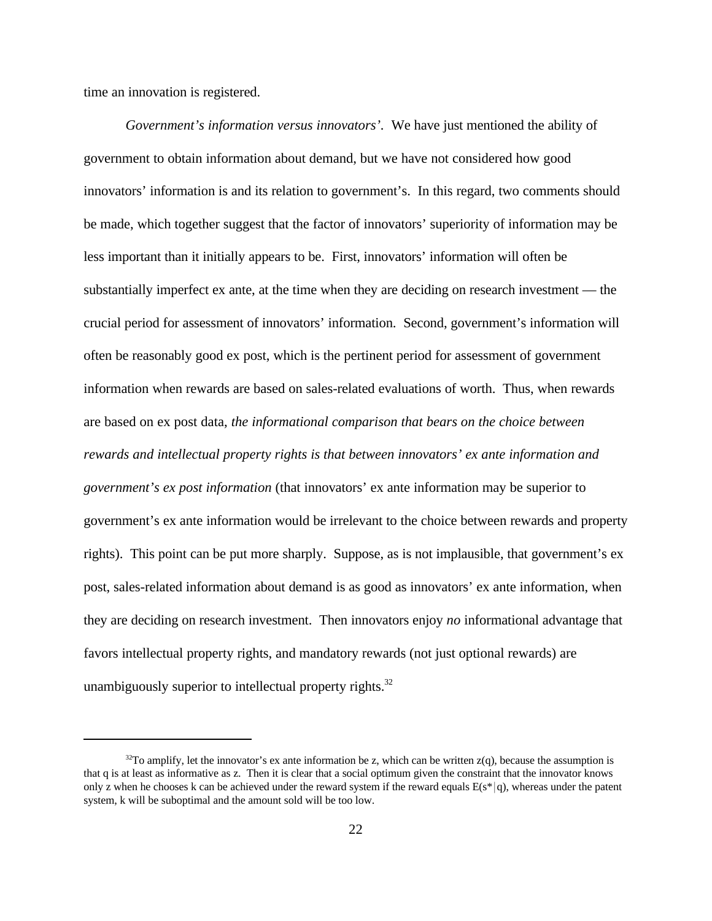time an innovation is registered.

*Government's information versus innovators'.* We have just mentioned the ability of government to obtain information about demand, but we have not considered how good innovators' information is and its relation to government's. In this regard, two comments should be made, which together suggest that the factor of innovators' superiority of information may be less important than it initially appears to be. First, innovators' information will often be substantially imperfect ex ante, at the time when they are deciding on research investment — the crucial period for assessment of innovators' information. Second, government's information will often be reasonably good ex post, which is the pertinent period for assessment of government information when rewards are based on sales-related evaluations of worth. Thus, when rewards are based on ex post data, *the informational comparison that bears on the choice between rewards and intellectual property rights is that between innovators' ex ante information and government's ex post information* (that innovators' ex ante information may be superior to government's ex ante information would be irrelevant to the choice between rewards and property rights). This point can be put more sharply. Suppose, as is not implausible, that government's ex post, sales-related information about demand is as good as innovators' ex ante information, when they are deciding on research investment. Then innovators enjoy *no* informational advantage that favors intellectual property rights, and mandatory rewards (not just optional rewards) are unambiguously superior to intellectual property rights.[32]

---

[32]To amplify, let the innovator's ex ante information be $z$, which can be written $z(q)$, because the assumption is that $q$ is at least as informative as $z$. Then it is clear that a social optimum given the constraint that the innovator knows only $z$ when he chooses $k$ can be achieved under the reward system if the reward equals $E(s^*|q)$, whereas under the patent system, $k$ will be suboptimal and the amount sold will be too low.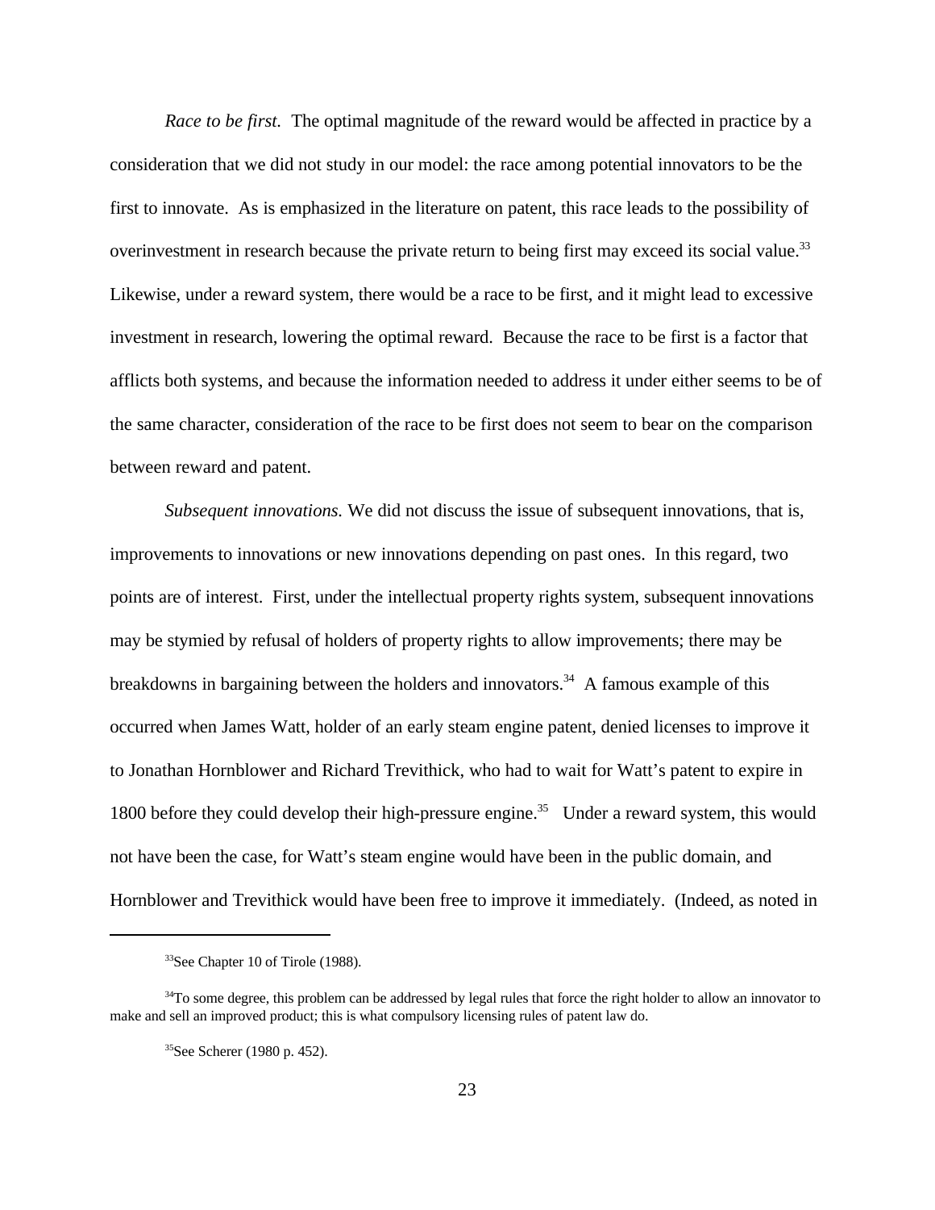*Race to be first.* The optimal magnitude of the reward would be affected in practice by a consideration that we did not study in our model: the race among potential innovators to be the first to innovate. As is emphasized in the literature on patent, this race leads to the possibility of overinvestment in research because the private return to being first may exceed its social value.[33] Likewise, under a reward system, there would be a race to be first, and it might lead to excessive investment in research, lowering the optimal reward. Because the race to be first is a factor that afflicts both systems, and because the information needed to address it under either seems to be of the same character, consideration of the race to be first does not seem to bear on the comparison between reward and patent.

*Subsequent innovations.* We did not discuss the issue of subsequent innovations, that is, improvements to innovations or new innovations depending on past ones. In this regard, two points are of interest. First, under the intellectual property rights system, subsequent innovations may be stymied by refusal of holders of property rights to allow improvements; there may be breakdowns in bargaining between the holders and innovators.[34] A famous example of this occurred when James Watt, holder of an early steam engine patent, denied licenses to improve it to Jonathan Hornblower and Richard Trevithick, who had to wait for Watt's patent to expire in 1800 before they could develop their high-pressure engine.[35] Under a reward system, this would not have been the case, for Watt's steam engine would have been in the public domain, and Hornblower and Trevithick would have been free to improve it immediately. (Indeed, as noted in

---

[33] See Chapter 10 of Tirole (1988).

[34] To some degree, this problem can be addressed by legal rules that force the right holder to allow an innovator to make and sell an improved product; this is what compulsory licensing rules of patent law do.

[35] See Scherer (1980 p. 452).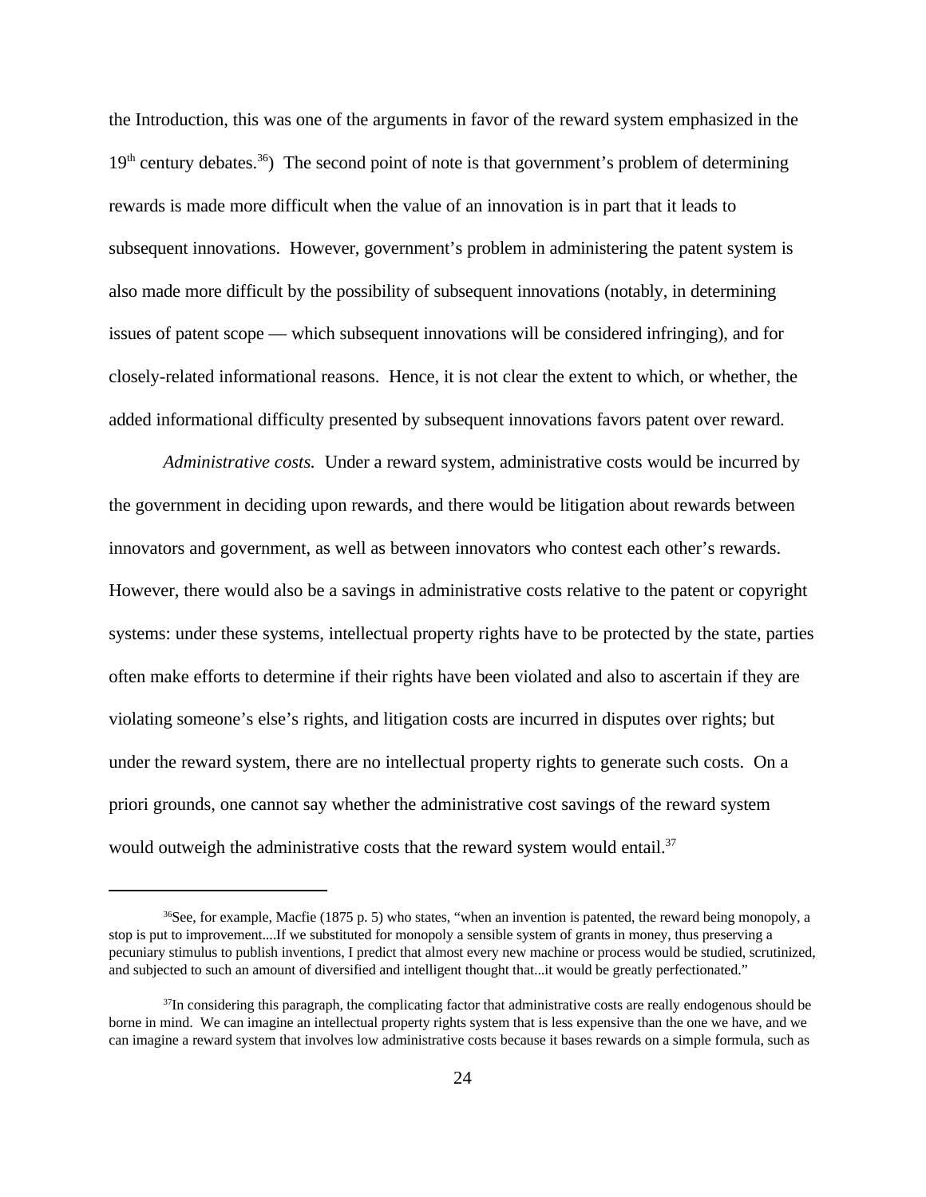the Introduction, this was one of the arguments in favor of the reward system emphasized in the 19th century debates.[36]) The second point of note is that government's problem of determining rewards is made more difficult when the value of an innovation is in part that it leads to subsequent innovations. However, government's problem in administering the patent system is also made more difficult by the possibility of subsequent innovations (notably, in determining issues of patent scope — which subsequent innovations will be considered infringing), and for closely-related informational reasons. Hence, it is not clear the extent to which, or whether, the added informational difficulty presented by subsequent innovations favors patent over reward.

*Administrative costs.* Under a reward system, administrative costs would be incurred by the government in deciding upon rewards, and there would be litigation about rewards between innovators and government, as well as between innovators who contest each other's rewards. However, there would also be a savings in administrative costs relative to the patent or copyright systems: under these systems, intellectual property rights have to be protected by the state, parties often make efforts to determine if their rights have been violated and also to ascertain if they are violating someone's else's rights, and litigation costs are incurred in disputes over rights; but under the reward system, there are no intellectual property rights to generate such costs. On a priori grounds, one cannot say whether the administrative cost savings of the reward system would outweigh the administrative costs that the reward system would entail.[37]

---

[36]See, for example, Macfie (1875 p. 5) who states, "when an invention is patented, the reward being monopoly, a stop is put to improvement....If we substituted for monopoly a sensible system of grants in money, thus preserving a pecuniary stimulus to publish inventions, I predict that almost every new machine or process would be studied, scrutinized, and subjected to such an amount of diversified and intelligent thought that...it would be greatly perfectionated."

[37]In considering this paragraph, the complicating factor that administrative costs are really endogenous should be borne in mind. We can imagine an intellectual property rights system that is less expensive than the one we have, and we can imagine a reward system that involves low administrative costs because it bases rewards on a simple formula, such as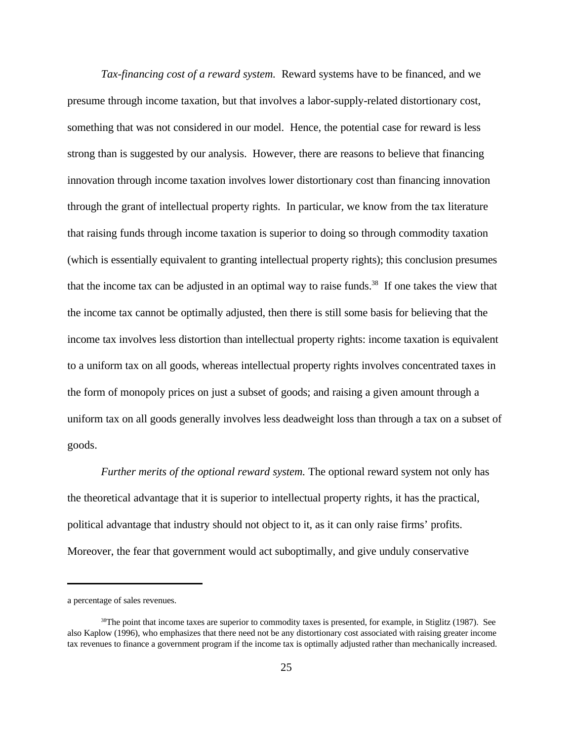*Tax-financing cost of a reward system.* Reward systems have to be financed, and we presume through income taxation, but that involves a labor-supply-related distortionary cost, something that was not considered in our model. Hence, the potential case for reward is less strong than is suggested by our analysis. However, there are reasons to believe that financing innovation through income taxation involves lower distortionary cost than financing innovation through the grant of intellectual property rights. In particular, we know from the tax literature that raising funds through income taxation is superior to doing so through commodity taxation (which is essentially equivalent to granting intellectual property rights); this conclusion presumes that the income tax can be adjusted in an optimal way to raise funds.[38] If one takes the view that the income tax cannot be optimally adjusted, then there is still some basis for believing that the income tax involves less distortion than intellectual property rights: income taxation is equivalent to a uniform tax on all goods, whereas intellectual property rights involves concentrated taxes in the form of monopoly prices on just a subset of goods; and raising a given amount through a uniform tax on all goods generally involves less deadweight loss than through a tax on a subset of goods.

*Further merits of the optional reward system.* The optional reward system not only has the theoretical advantage that it is superior to intellectual property rights, it has the practical, political advantage that industry should not object to it, as it can only raise firms' profits. Moreover, the fear that government would act suboptimally, and give unduly conservative

---

a percentage of sales revenues.

[38] The point that income taxes are superior to commodity taxes is presented, for example, in Stiglitz (1987). See also Kaplow (1996), who emphasizes that there need not be any distortionary cost associated with raising greater income tax revenues to finance a government program if the income tax is optimally adjusted rather than mechanically increased.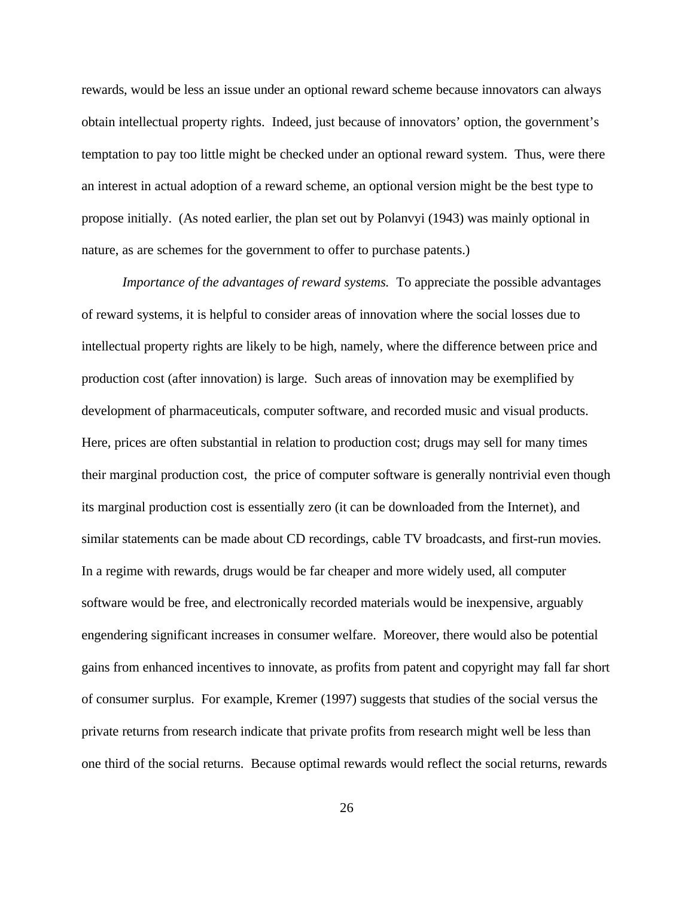rewards, would be less an issue under an optional reward scheme because innovators can always obtain intellectual property rights. Indeed, just because of innovators' option, the government's temptation to pay too little might be checked under an optional reward system. Thus, were there an interest in actual adoption of a reward scheme, an optional version might be the best type to propose initially. (As noted earlier, the plan set out by Polanvyi (1943) was mainly optional in nature, as are schemes for the government to offer to purchase patents.)

*Importance of the advantages of reward systems.* To appreciate the possible advantages of reward systems, it is helpful to consider areas of innovation where the social losses due to intellectual property rights are likely to be high, namely, where the difference between price and production cost (after innovation) is large. Such areas of innovation may be exemplified by development of pharmaceuticals, computer software, and recorded music and visual products. Here, prices are often substantial in relation to production cost; drugs may sell for many times their marginal production cost, the price of computer software is generally nontrivial even though its marginal production cost is essentially zero (it can be downloaded from the Internet), and similar statements can be made about CD recordings, cable TV broadcasts, and first-run movies. In a regime with rewards, drugs would be far cheaper and more widely used, all computer software would be free, and electronically recorded materials would be inexpensive, arguably engendering significant increases in consumer welfare. Moreover, there would also be potential gains from enhanced incentives to innovate, as profits from patent and copyright may fall far short of consumer surplus. For example, Kremer (1997) suggests that studies of the social versus the private returns from research indicate that private profits from research might well be less than one third of the social returns. Because optimal rewards would reflect the social returns, rewards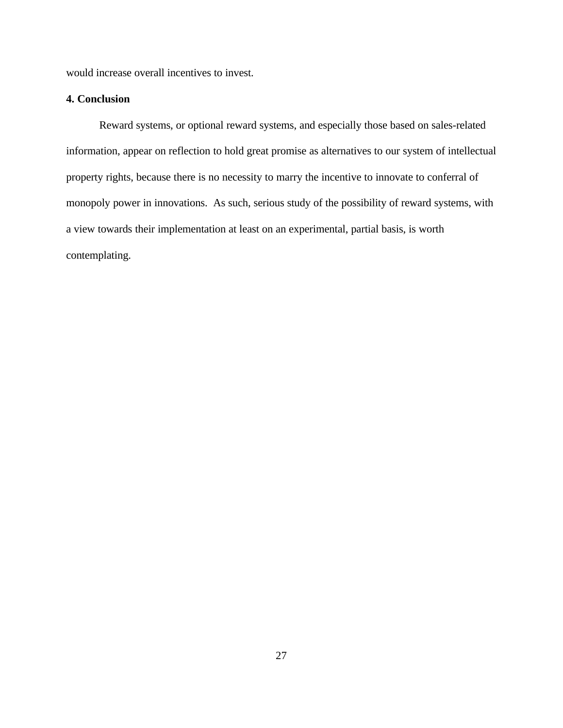would increase overall incentives to invest.

**4. Conclusion**

Reward systems, or optional reward systems, and especially those based on sales-related information, appear on reflection to hold great promise as alternatives to our system of intellectual property rights, because there is no necessity to marry the incentive to innovate to conferral of monopoly power in innovations.  As such, serious study of the possibility of reward systems, with a view towards their implementation at least on an experimental, partial basis, is worth contemplating.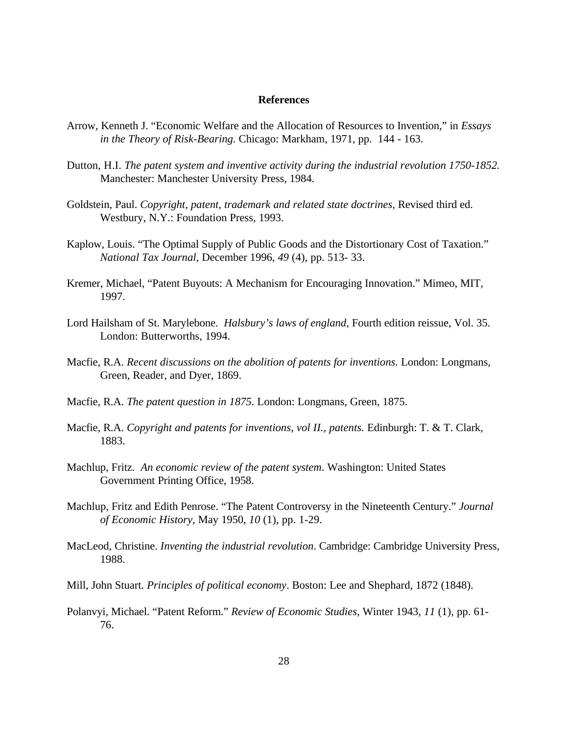# References

Arrow, Kenneth J. "Economic Welfare and the Allocation of Resources to Invention," in *Essays in the Theory of Risk-Bearing.* Chicago: Markham, 1971, pp. 144 - 163.

Dutton, H.I. *The patent system and inventive activity during the industrial revolution 1750-1852.* Manchester: Manchester University Press, 1984.

Goldstein, Paul. *Copyright, patent, trademark and related state doctrines*, Revised third ed. Westbury, N.Y.: Foundation Press, 1993.

Kaplow, Louis. "The Optimal Supply of Public Goods and the Distortionary Cost of Taxation." *National Tax Journal*, December 1996, *49* (4), pp. 513- 33.

Kremer, Michael, "Patent Buyouts: A Mechanism for Encouraging Innovation." Mimeo, MIT, 1997.

Lord Hailsham of St. Marylebone. *Halsbury's laws of england*, Fourth edition reissue, Vol. 35. London: Butterworths, 1994.

Macfie, R.A. *Recent discussions on the abolition of patents for inventions.* London: Longmans, Green, Reader, and Dyer, 1869.

Macfie, R.A. *The patent question in 1875.* London: Longmans, Green, 1875.

Macfie, R.A. *Copyright and patents for inventions, vol II., patents.* Edinburgh: T. & T. Clark, 1883.

Machlup, Fritz. *An economic review of the patent system*. Washington: United States Government Printing Office, 1958.

Machlup, Fritz and Edith Penrose. "The Patent Controversy in the Nineteenth Century." *Journal of Economic History*, May 1950, *10* (1), pp. 1-29.

MacLeod, Christine. *Inventing the industrial revolution*. Cambridge: Cambridge University Press, 1988.

Mill, John Stuart. *Principles of political economy*. Boston: Lee and Shephard, 1872 (1848).

Polanvyi, Michael. "Patent Reform." *Review of Economic Studies*, Winter 1943, *11* (1), pp. 61-76.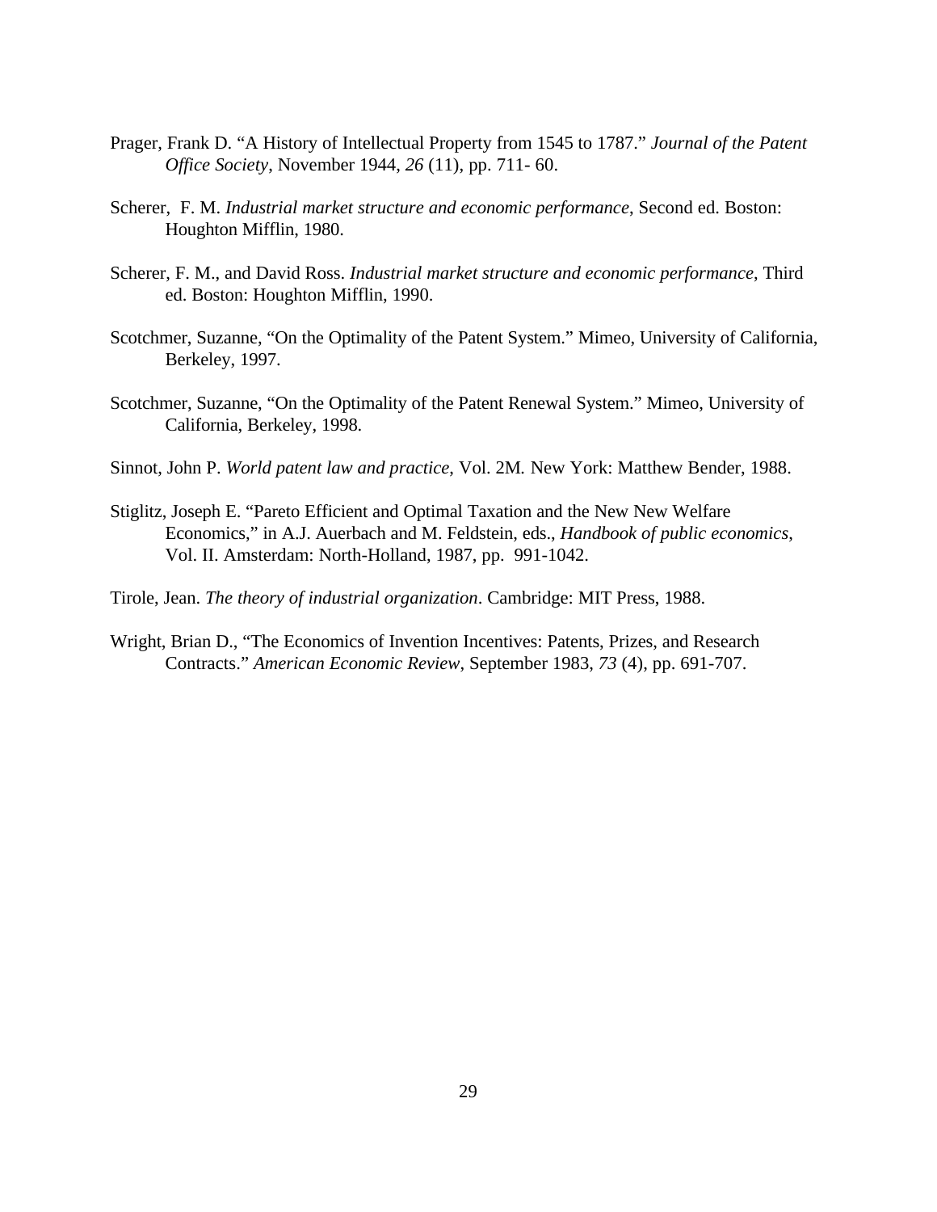Prager, Frank D. "A History of Intellectual Property from 1545 to 1787." *Journal of the Patent Office Society*, November 1944, *26* (11), pp. 711- 60.

Scherer, F. M. *Industrial market structure and economic performance*, Second ed. Boston: Houghton Mifflin, 1980.

Scherer, F. M., and David Ross. *Industrial market structure and economic performance*, Third ed. Boston: Houghton Mifflin, 1990.

Scotchmer, Suzanne, "On the Optimality of the Patent System." Mimeo, University of California, Berkeley, 1997.

Scotchmer, Suzanne, "On the Optimality of the Patent Renewal System." Mimeo, University of California, Berkeley, 1998.

Sinnot, John P. *World patent law and practice*, Vol. 2M*.* New York: Matthew Bender, 1988.

Stiglitz, Joseph E. "Pareto Efficient and Optimal Taxation and the New New Welfare Economics," in A.J. Auerbach and M. Feldstein, eds., *Handbook of public economics,* Vol. II. Amsterdam: North-Holland, 1987, pp. 991-1042.

Tirole, Jean. *The theory of industrial organization*. Cambridge: MIT Press, 1988.

Wright, Brian D., "The Economics of Invention Incentives: Patents, Prizes, and Research Contracts." *American Economic Review*, September 1983, *73* (4), pp. 691-707.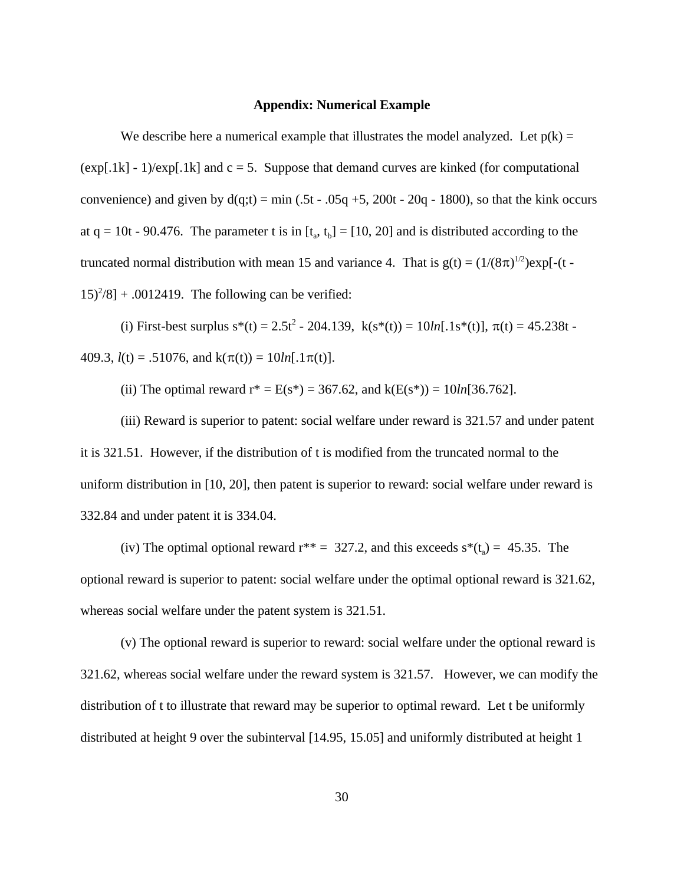**Appendix: Numerical Example**

We describe here a numerical example that illustrates the model analyzed. Let $p(k) = (\exp[.1k] - 1)/\exp[.1k]$ and $c = 5$. Suppose that demand curves are kinked (for computational convenience) and given by $d(q;t) = \min(.5t - .05q + 5, 200t - 20q - 1800)$, so that the kink occurs at $q = 10t - 90.476$. The parameter t is in $[t_a, t_b] = [10, 20]$ and is distributed according to the truncated normal distribution with mean 15 and variance 4. That is $g(t) = (1/(8\pi)^{1/2})\exp[-(t - 15)^2/8] + .0012419$. The following can be verified:

(i) First-best surplus $s^*(t) = 2.5t^2 - 204.139$, $k(s^*(t)) = 10ln[.1s^*(t)]$, $\pi(t) = 45.238t - 409.3$, $l(t) = .51076$, and $k(\pi(t)) = 10ln[.1\pi(t)]$.

(ii) The optimal reward $r^* = E(s^*) = 367.62$, and $k(E(s^*)) = 10ln[36.762]$.

(iii) Reward is superior to patent: social welfare under reward is 321.57 and under patent it is 321.51. However, if the distribution of t is modified from the truncated normal to the uniform distribution in [10, 20], then patent is superior to reward: social welfare under reward is 332.84 and under patent it is 334.04.

(iv) The optimal optional reward $r^{**} = 327.2$, and this exceeds $s^*(t_a) = 45.35$. The optional reward is superior to patent: social welfare under the optimal optional reward is 321.62, whereas social welfare under the patent system is 321.51.

(v) The optional reward is superior to reward: social welfare under the optional reward is 321.62, whereas social welfare under the reward system is 321.57. However, we can modify the distribution of t to illustrate that reward may be superior to optimal reward. Let t be uniformly distributed at height 9 over the subinterval [14.95, 15.05] and uniformly distributed at height 1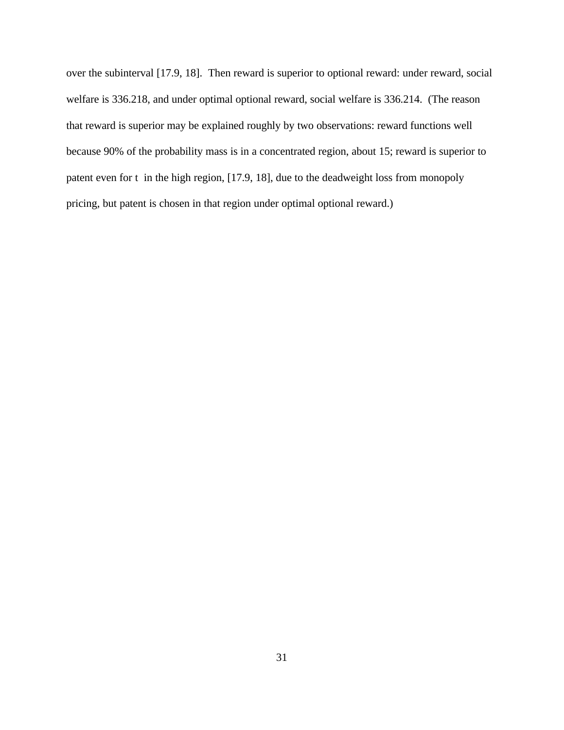over the subinterval [17.9, 18]. Then reward is superior to optional reward: under reward, social welfare is 336.218, and under optimal optional reward, social welfare is 336.214. (The reason that reward is superior may be explained roughly by two observations: reward functions well because 90% of the probability mass is in a concentrated region, about 15; reward is superior to patent even for $t$ in the high region, [17.9, 18], due to the deadweight loss from monopoly pricing, but patent is chosen in that region under optimal optional reward.)